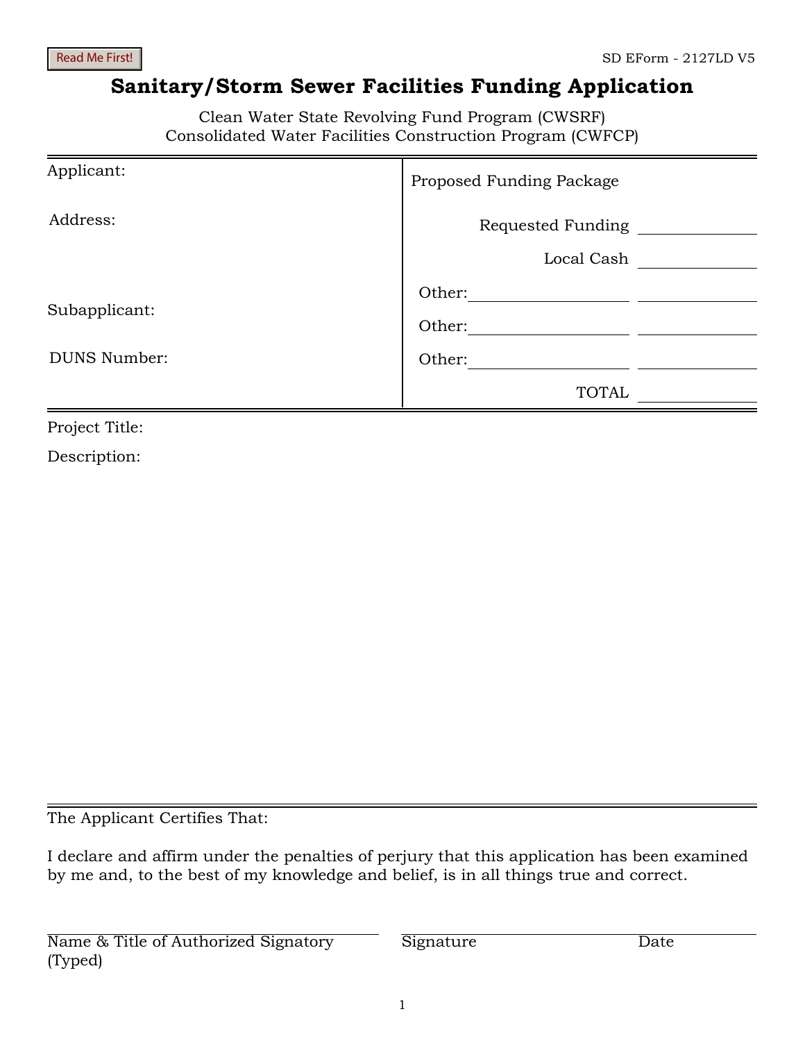Read Me First!

SD EForm - 2127LD V5

# Sanitary/Storm Sewer Facilities Funding Application

Clean Water State Revolving Fund Program (CWSRF)
Consolidated Water Facilities Construction Program (CWFCP)

| Applicant: | Proposed Funding Package | |
|---|---|---|
| Address: | Requested Funding | ______ |
| | Local Cash | ______ |
| | Other: ______ | ______ |
| Subapplicant: | Other: ______ | ______ |
| DUNS Number: | Other: ______ | ______ |
| | TOTAL | ______ |

Project Title:

Description:

The Applicant Certifies That:

I declare and affirm under the penalties of perjury that this application has been examined by me and, to the best of my knowledge and belief, is in all things true and correct.

| Name & Title of Authorized Signatory (Typed) | Signature | Date |
|---|---|---|
| | | |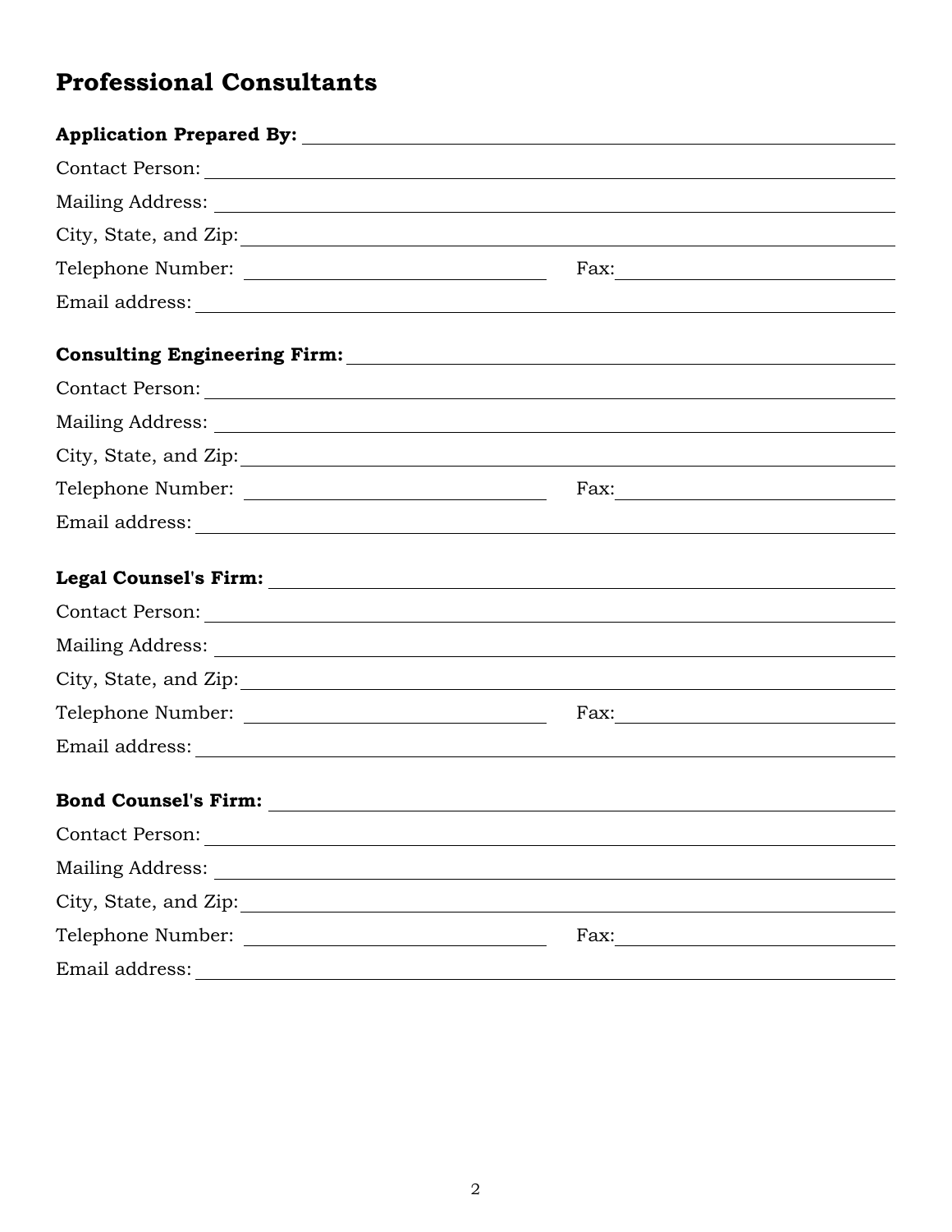## Professional Consultants

**Application Prepared By:** ______________________________

Contact Person: ______________________________

Mailing Address: ______________________________

City, State, and Zip: ______________________________

Telephone Number: ______________________________ Fax: ______________________________

Email address: ______________________________

**Consulting Engineering Firm:** ______________________________

Contact Person: ______________________________

Mailing Address: ______________________________

City, State, and Zip: ______________________________

Telephone Number: ______________________________ Fax: ______________________________

Email address: ______________________________

**Legal Counsel's Firm:** ______________________________

Contact Person: ______________________________

Mailing Address: ______________________________

City, State, and Zip: ______________________________

Telephone Number: ______________________________ Fax: ______________________________

Email address: ______________________________

**Bond Counsel's Firm:** ______________________________

Contact Person: ______________________________

Mailing Address: ______________________________

City, State, and Zip: ______________________________

Telephone Number: ______________________________ Fax: ______________________________

Email address: ______________________________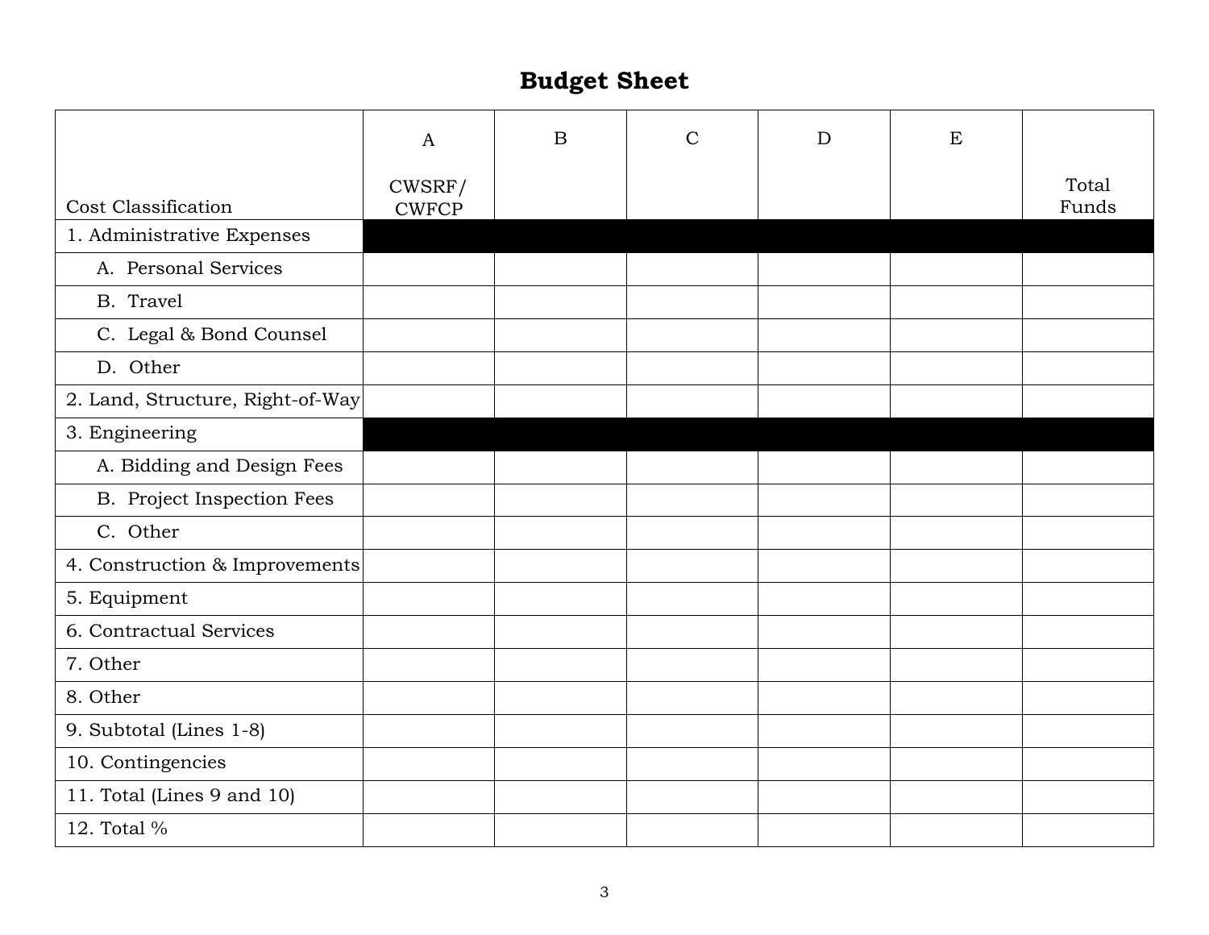# Budget Sheet

| Cost Classification | A<br>CWSRF/ CWFCP | B | C | D | E | Total Funds |
|---|---|---|---|---|---|---|
| 1. Administrative Expenses | | | | | | |
| A. Personal Services | | | | | | |
| B. Travel | | | | | | |
| C. Legal & Bond Counsel | | | | | | |
| D. Other | | | | | | |
| 2. Land, Structure, Right-of-Way | | | | | | |
| 3. Engineering | | | | | | |
| A. Bidding and Design Fees | | | | | | |
| B. Project Inspection Fees | | | | | | |
| C. Other | | | | | | |
| 4. Construction & Improvements | | | | | | |
| 5. Equipment | | | | | | |
| 6. Contractual Services | | | | | | |
| 7. Other | | | | | | |
| 8. Other | | | | | | |
| 9. Subtotal (Lines 1-8) | | | | | | |
| 10. Contingencies | | | | | | |
| 11. Total (Lines 9 and 10) | | | | | | |
| 12. Total % | | | | | | |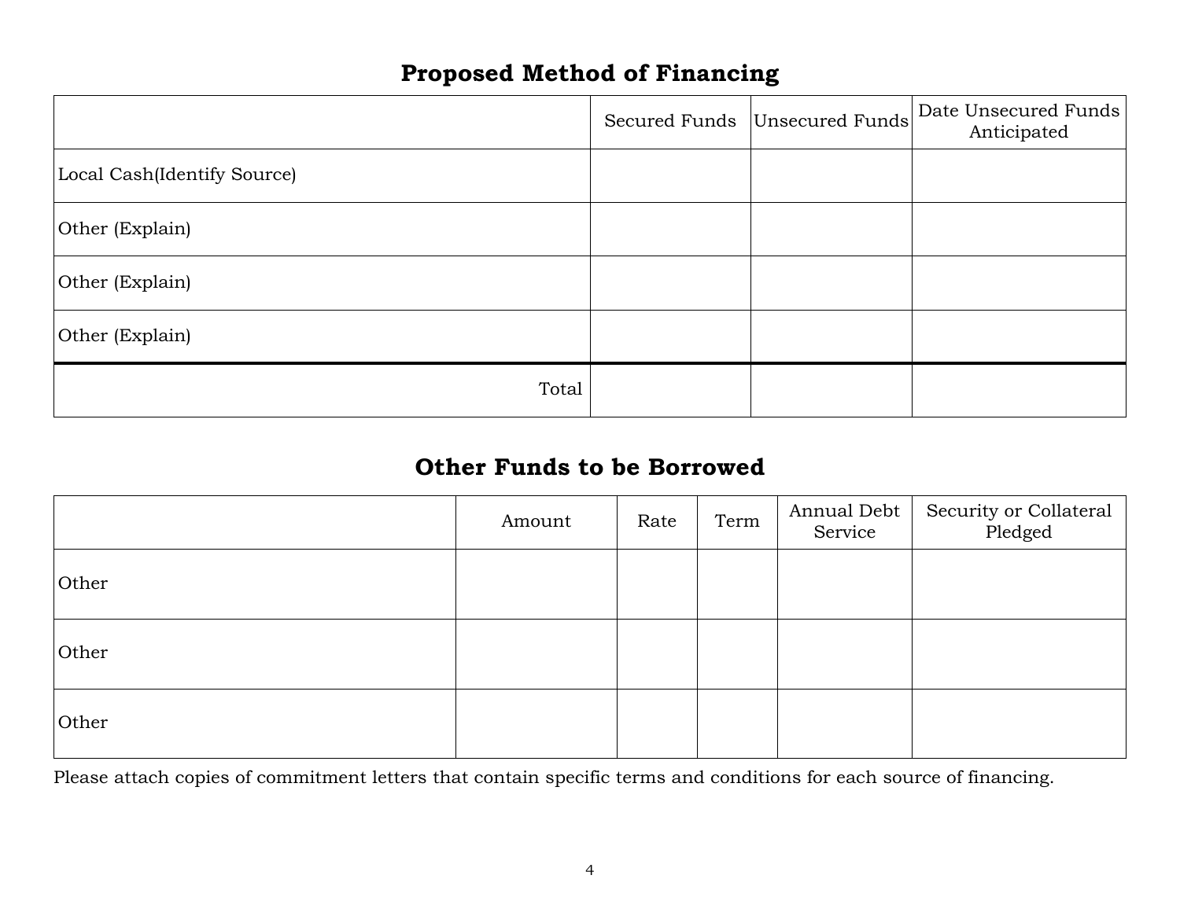## Proposed Method of Financing

| | Secured Funds | Unsecured Funds | Date Unsecured Funds Anticipated |
|---|---|---|---|
| Local Cash(Identify Source) | | | |
| Other (Explain) | | | |
| Other (Explain) | | | |
| Other (Explain) | | | |
| Total | | | |

## Other Funds to be Borrowed

| | Amount | Rate | Term | Annual Debt Service | Security or Collateral Pledged |
|---|---|---|---|---|---|
| Other | | | | | |
| Other | | | | | |
| Other | | | | | |

Please attach copies of commitment letters that contain specific terms and conditions for each source of financing.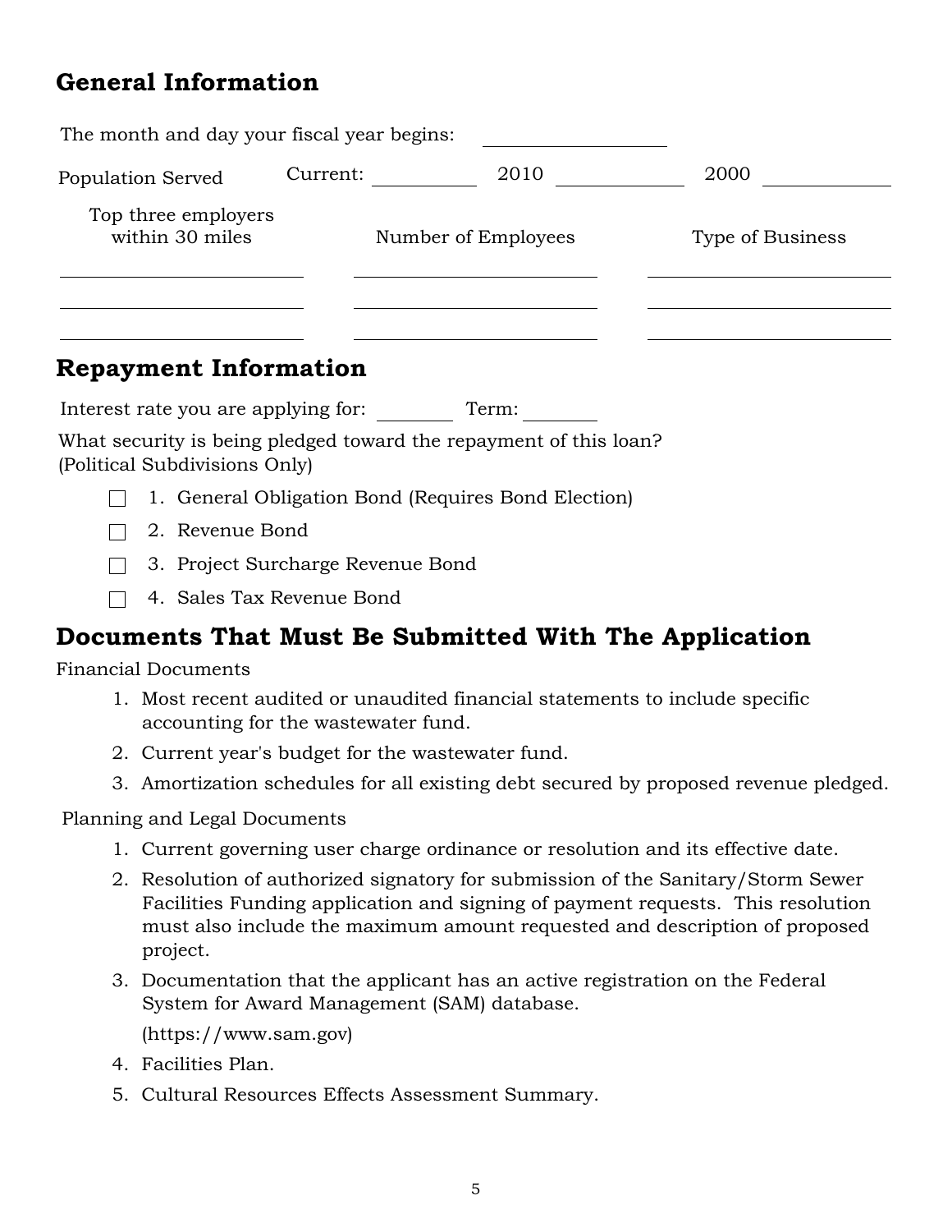## General Information

The month and day your fiscal year begins: \_\_\_\_\_\_\_\_\_\_\_\_

Population Served Current: \_\_\_\_\_\_\_\_ 2010 \_\_\_\_\_\_\_\_ 2000 \_\_\_\_\_\_\_\_

| Top three employers within 30 miles | Number of Employees | Type of Business |
|---|---|---|
| | | |
| | | |
| | | |

## Repayment Information

Interest rate you are applying for: \_\_\_\_\_\_ Term: \_\_\_\_\_\_

What security is being pledged toward the repayment of this loan? (Political Subdivisions Only)

- ☐ 1. General Obligation Bond (Requires Bond Election)
- ☐ 2. Revenue Bond
- ☐ 3. Project Surcharge Revenue Bond
- ☐ 4. Sales Tax Revenue Bond

## Documents That Must Be Submitted With The Application

Financial Documents

1. Most recent audited or unaudited financial statements to include specific accounting for the wastewater fund.
2. Current year's budget for the wastewater fund.
3. Amortization schedules for all existing debt secured by proposed revenue pledged.

Planning and Legal Documents

1. Current governing user charge ordinance or resolution and its effective date.
2. Resolution of authorized signatory for submission of the Sanitary/Storm Sewer Facilities Funding application and signing of payment requests. This resolution must also include the maximum amount requested and description of proposed project.
3. Documentation that the applicant has an active registration on the Federal System for Award Management (SAM) database.

   (https://www.sam.gov)
4. Facilities Plan.
5. Cultural Resources Effects Assessment Summary.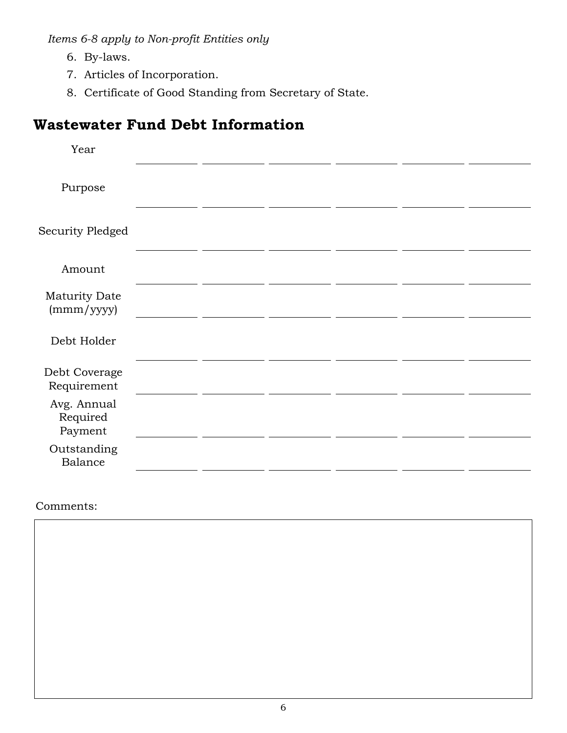*Items 6-8 apply to Non-profit Entities only*

6. By-laws.
7. Articles of Incorporation.
8. Certificate of Good Standing from Secretary of State.

## Wastewater Fund Debt Information

| | | | | | | |
|---|---|---|---|---|---|---|
| Year | | | | | | |
| Purpose | | | | | | |
| Security Pledged | | | | | | |
| Amount | | | | | | |
| Maturity Date (mmm/yyyy) | | | | | | |
| Debt Holder | | | | | | |
| Debt Coverage Requirement | | | | | | |
| Avg. Annual Required Payment | | | | | | |
| Outstanding Balance | | | | | | |

Comments: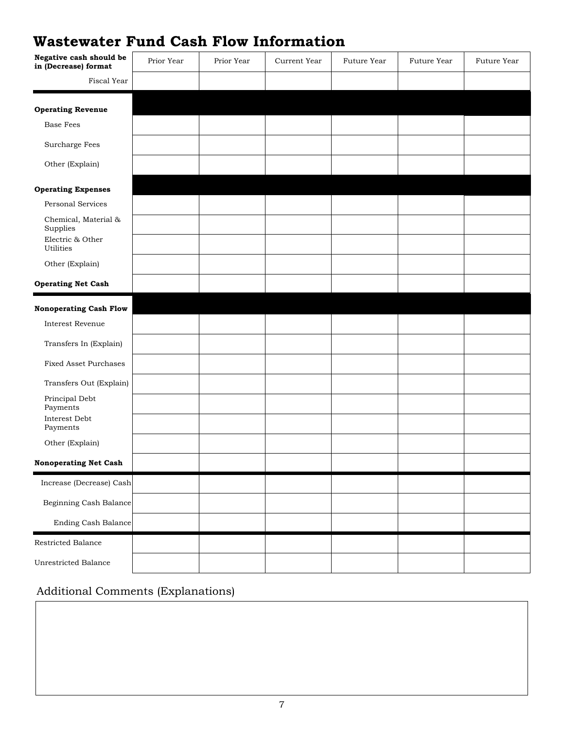# Wastewater Fund Cash Flow Information

| Negative cash should be in (Decrease) format | Prior Year | Prior Year | Current Year | Future Year | Future Year | Future Year |
|---|---|---|---|---|---|---|
| Fiscal Year | | | | | | |
| **Operating Revenue** | | | | | | |
| Base Fees | | | | | | |
| Surcharge Fees | | | | | | |
| Other (Explain) | | | | | | |
| **Operating Expenses** | | | | | | |
| Personal Services | | | | | | |
| Chemical, Material & Supplies | | | | | | |
| Electric & Other Utilities | | | | | | |
| Other (Explain) | | | | | | |
| **Operating Net Cash** | | | | | | |
| **Nonoperating Cash Flow** | | | | | | |
| Interest Revenue | | | | | | |
| Transfers In (Explain) | | | | | | |
| Fixed Asset Purchases | | | | | | |
| Transfers Out (Explain) | | | | | | |
| Principal Debt Payments | | | | | | |
| Interest Debt Payments | | | | | | |
| Other (Explain) | | | | | | |
| **Nonoperating Net Cash** | | | | | | |
| Increase (Decrease) Cash | | | | | | |
| Beginning Cash Balance | | | | | | |
| Ending Cash Balance | | | | | | |
| Restricted Balance | | | | | | |
| Unrestricted Balance | | | | | | |

## Additional Comments (Explanations)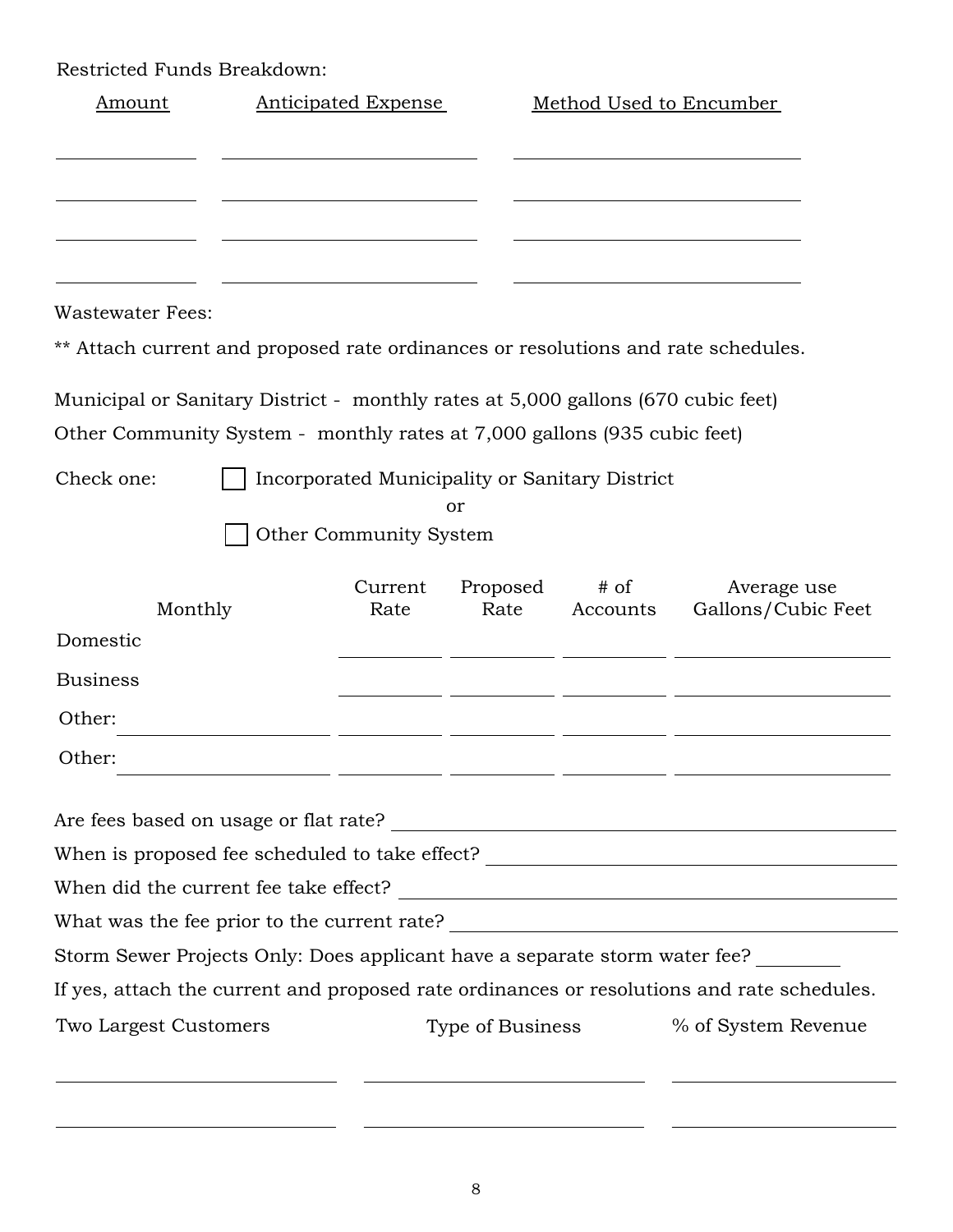Restricted Funds Breakdown:

| Amount | Anticipated Expense | Method Used to Encumber |
|---|---|---|
| | | |
| | | |
| | | |
| | | |

Wastewater Fees:

** Attach current and proposed rate ordinances or resolutions and rate schedules.

Municipal or Sanitary District - monthly rates at 5,000 gallons (670 cubic feet)

Other Community System - monthly rates at 7,000 gallons (935 cubic feet)

Check one: ☐ Incorporated Municipality or Sanitary District

or

☐ Other Community System

| Monthly | Current Rate | Proposed Rate | # of Accounts | Average use Gallons/Cubic Feet |
|---|---|---|---|---|
| Domestic | | | | |
| Business | | | | |
| Other: ______________ | | | | |
| Other: ______________ | | | | |

Are fees based on usage or flat rate? ______________________________

When is proposed fee scheduled to take effect? ______________________________

When did the current fee take effect? ______________________________

What was the fee prior to the current rate? ______________________________

Storm Sewer Projects Only: Does applicant have a separate storm water fee? ________

If yes, attach the current and proposed rate ordinances or resolutions and rate schedules.

| Two Largest Customers | Type of Business | % of System Revenue |
|---|---|---|
| | | |
| | | |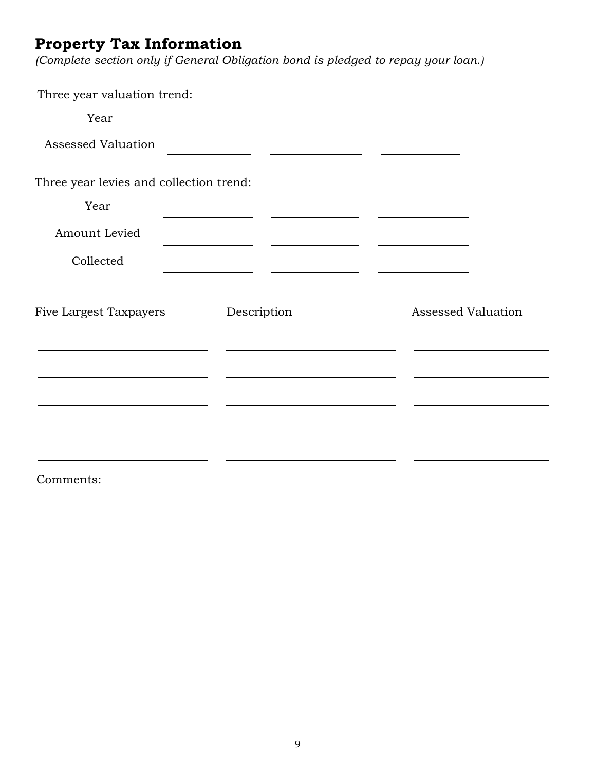## Property Tax Information

*(Complete section only if General Obligation bond is pledged to repay your loan.)*

Three year valuation trend:

| | | | |
|---|---|---|---|
| Year | | | |
| Assessed Valuation | | | |

Three year levies and collection trend:

| | | | |
|---|---|---|---|
| Year | | | |
| Amount Levied | | | |
| Collected | | | |

| Five Largest Taxpayers | Description | Assessed Valuation |
|---|---|---|
| | | |
| | | |
| | | |
| | | |
| | | |

Comments: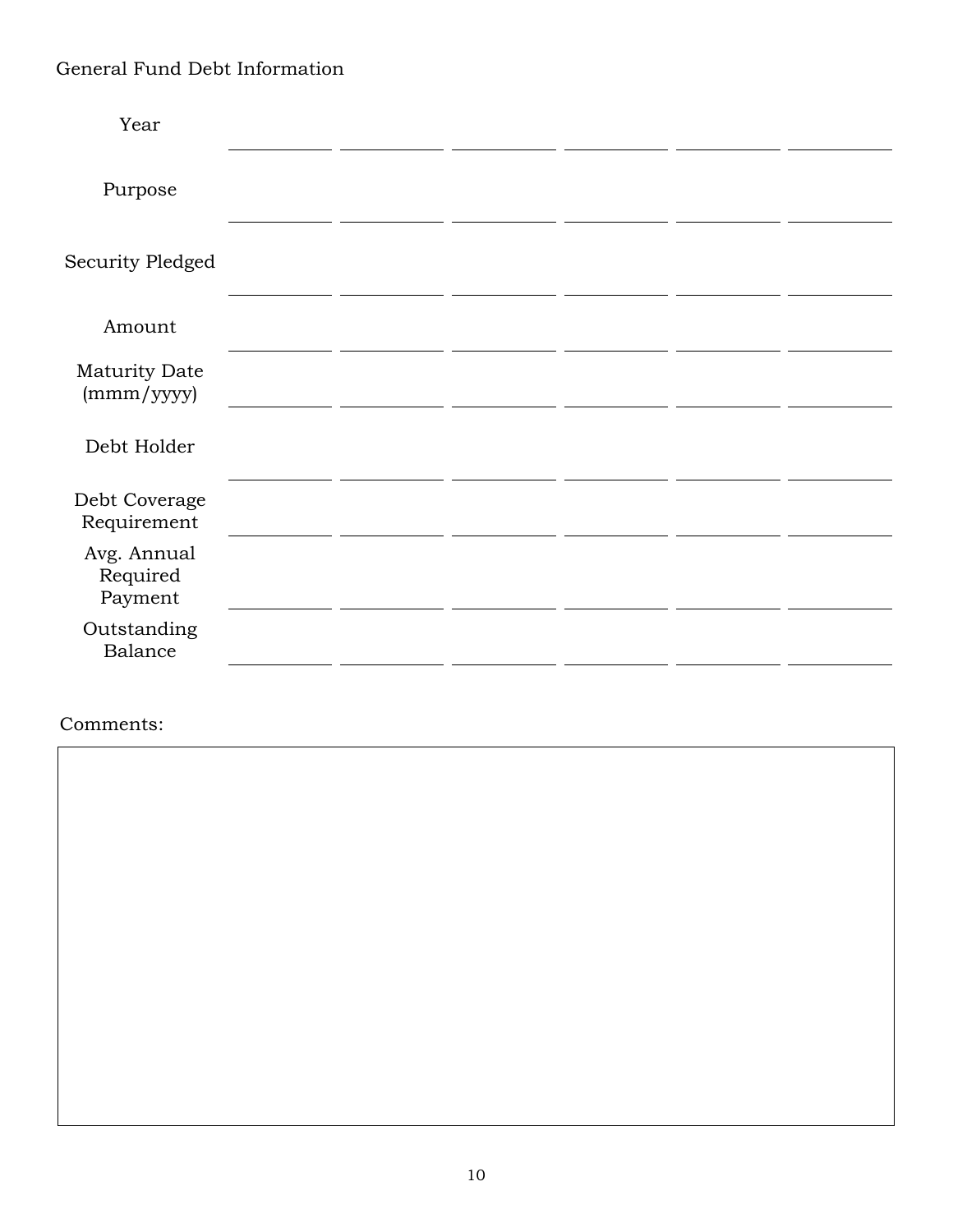General Fund Debt Information

| | | | | | | |
|---|---|---|---|---|---|---|
| Year | | | | | | |
| Purpose | | | | | | |
| Security Pledged | | | | | | |
| Amount | | | | | | |
| Maturity Date (mmm/yyyy) | | | | | | |
| Debt Holder | | | | | | |
| Debt Coverage Requirement | | | | | | |
| Avg. Annual Required Payment | | | | | | |
| Outstanding Balance | | | | | | |

Comments: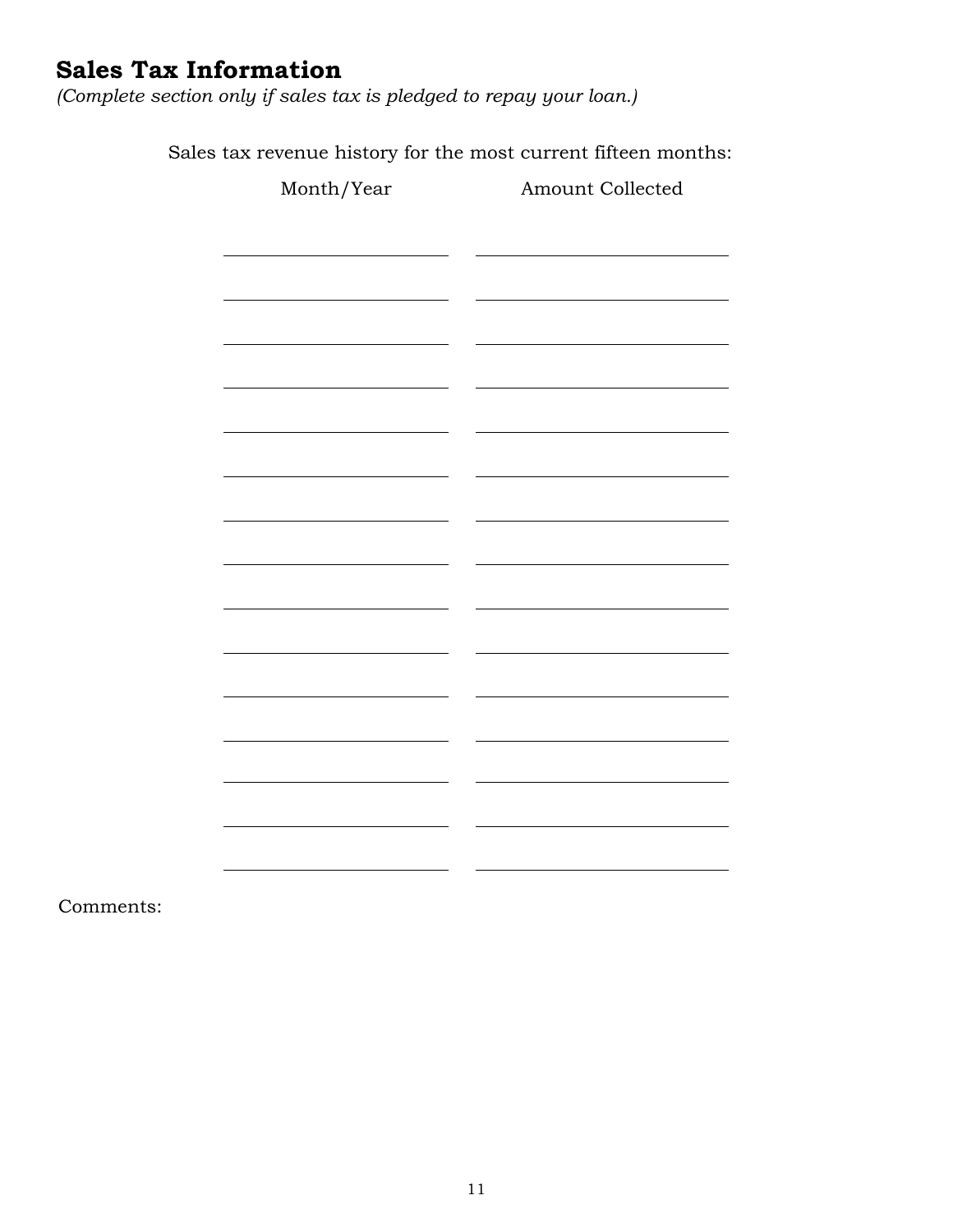## Sales Tax Information

*(Complete section only if sales tax is pledged to repay your loan.)*

Sales tax revenue history for the most current fifteen months:

| Month/Year | Amount Collected |
| --- | --- |
| | |
| | |
| | |
| | |
| | |
| | |
| | |
| | |
| | |
| | |
| | |
| | |
| | |
| | |
| | |

Comments: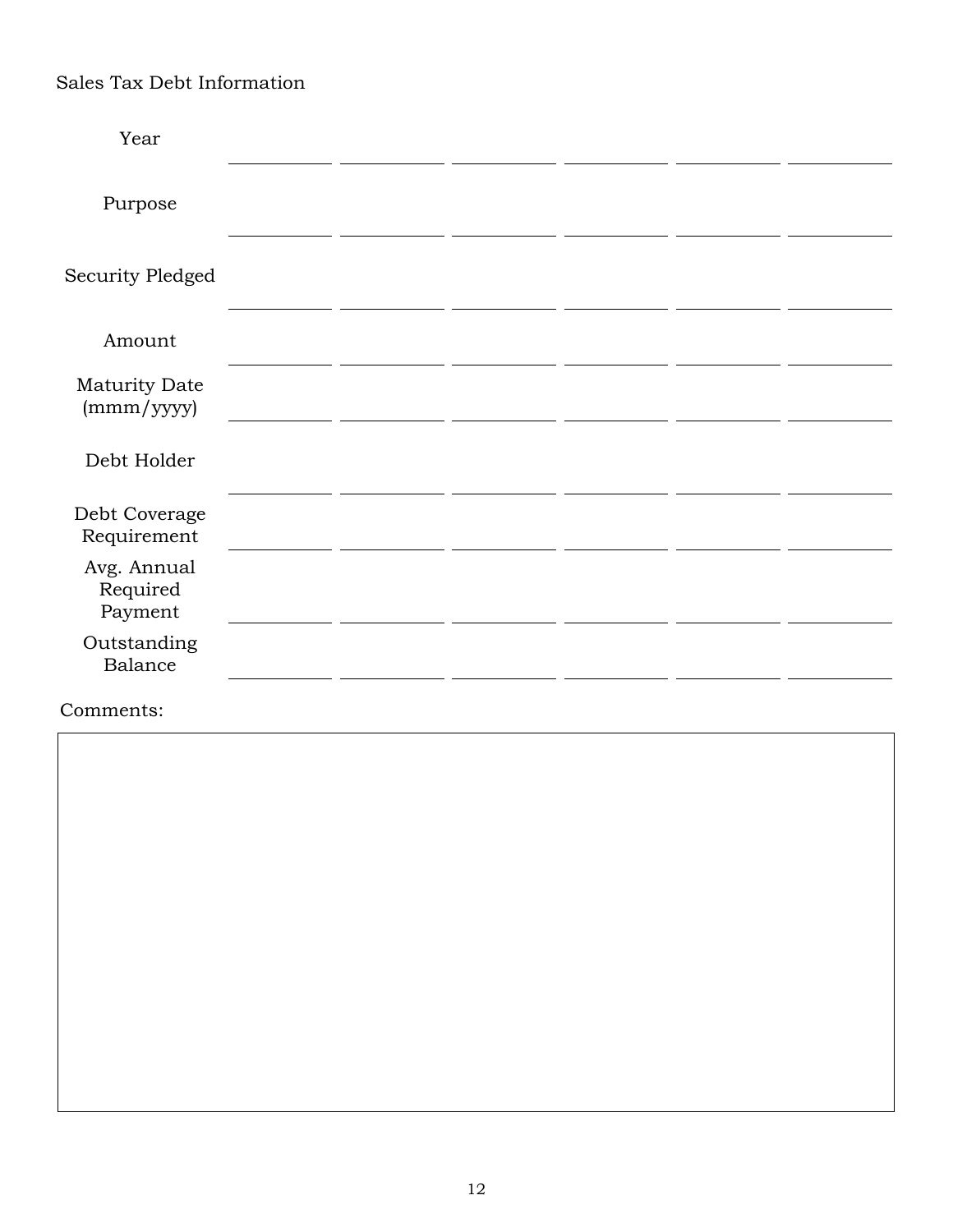Sales Tax Debt Information

| | | | | | | |
|---|---|---|---|---|---|---|
| Year | | | | | | |
| Purpose | | | | | | |
| Security Pledged | | | | | | |
| Amount | | | | | | |
| Maturity Date (mmm/yyyy) | | | | | | |
| Debt Holder | | | | | | |
| Debt Coverage Requirement | | | | | | |
| Avg. Annual Required Payment | | | | | | |
| Outstanding Balance | | | | | | |

Comments: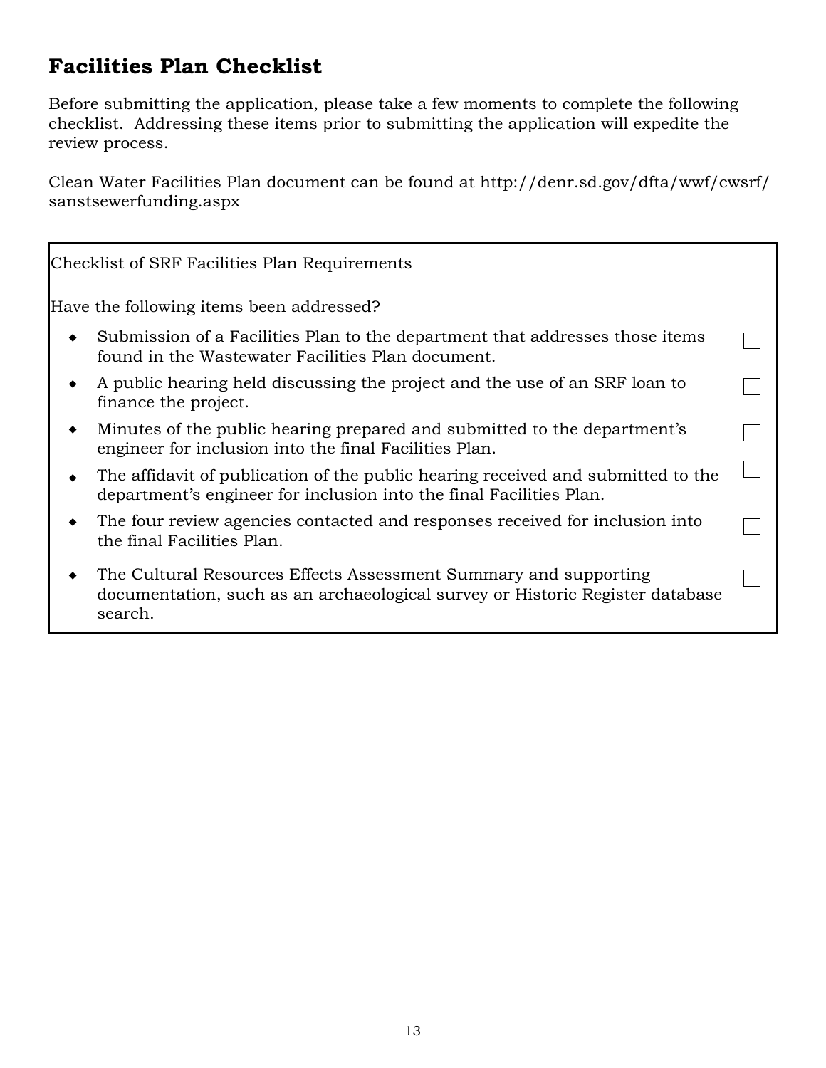# Facilities Plan Checklist

Before submitting the application, please take a few moments to complete the following checklist. Addressing these items prior to submitting the application will expedite the review process.

Clean Water Facilities Plan document can be found at http://denr.sd.gov/dfta/wwf/cwsrf/sanstsewerfunding.aspx

Checklist of SRF Facilities Plan Requirements

Have the following items been addressed?

- Submission of a Facilities Plan to the department that addresses those items found in the Wastewater Facilities Plan document. ☐
- A public hearing held discussing the project and the use of an SRF loan to finance the project. ☐
- Minutes of the public hearing prepared and submitted to the department's engineer for inclusion into the final Facilities Plan. ☐
- The affidavit of publication of the public hearing received and submitted to the department's engineer for inclusion into the final Facilities Plan. ☐
- The four review agencies contacted and responses received for inclusion into the final Facilities Plan. ☐
- The Cultural Resources Effects Assessment Summary and supporting documentation, such as an archaeological survey or Historic Register database search. ☐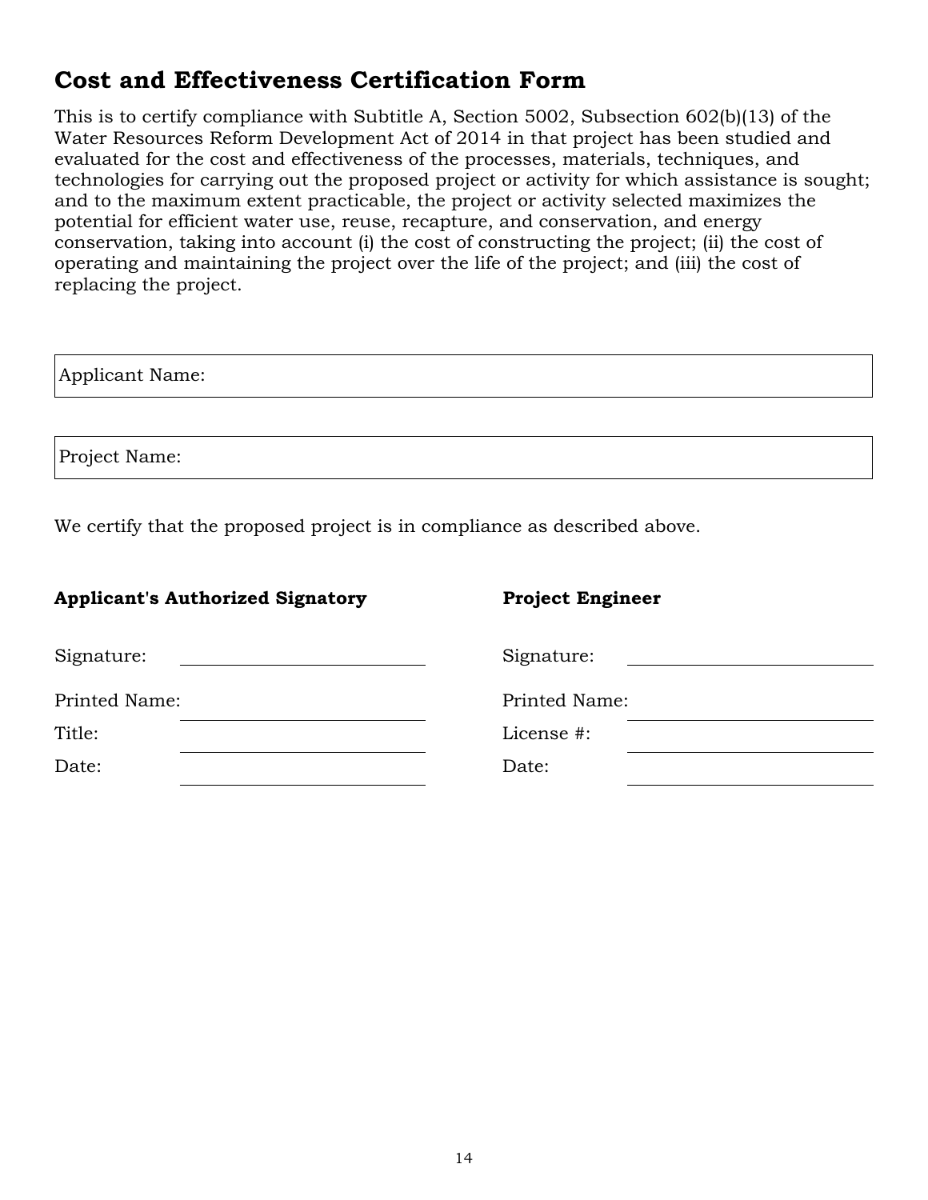# Cost and Effectiveness Certification Form

This is to certify compliance with Subtitle A, Section 5002, Subsection 602(b)(13) of the Water Resources Reform Development Act of 2014 in that project has been studied and evaluated for the cost and effectiveness of the processes, materials, techniques, and technologies for carrying out the proposed project or activity for which assistance is sought; and to the maximum extent practicable, the project or activity selected maximizes the potential for efficient water use, reuse, recapture, and conservation, and energy conservation, taking into account (i) the cost of constructing the project; (ii) the cost of operating and maintaining the project over the life of the project; and (iii) the cost of replacing the project.

Applicant Name:

Project Name:

We certify that the proposed project is in compliance as described above.

**Applicant's Authorized Signatory**

Signature: ____________________

Printed Name: ____________________

Title: ____________________

Date: ____________________

**Project Engineer**

Signature: ____________________

Printed Name: ____________________

License #: ____________________

Date: ____________________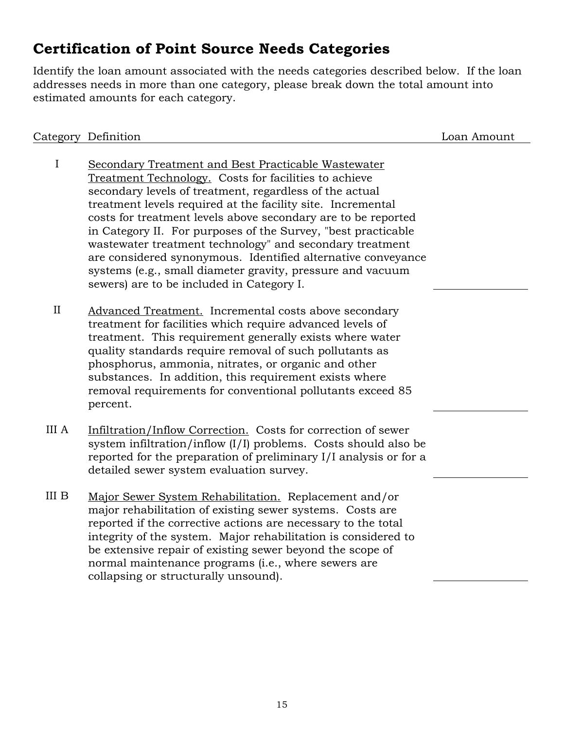## Certification of Point Source Needs Categories

Identify the loan amount associated with the needs categories described below. If the loan addresses needs in more than one category, please break down the total amount into estimated amounts for each category.

| Category | Definition | Loan Amount |
|---|---|---|
| I | Secondary Treatment and Best Practicable Wastewater Treatment Technology. Costs for facilities to achieve secondary levels of treatment, regardless of the actual treatment levels required at the facility site. Incremental costs for treatment levels above secondary are to be reported in Category II. For purposes of the Survey, "best practicable wastewater treatment technology" and secondary treatment are considered synonymous. Identified alternative conveyance systems (e.g., small diameter gravity, pressure and vacuum sewers) are to be included in Category I. | ______________ |
| II | Advanced Treatment. Incremental costs above secondary treatment for facilities which require advanced levels of treatment. This requirement generally exists where water quality standards require removal of such pollutants as phosphorus, ammonia, nitrates, or organic and other substances. In addition, this requirement exists where removal requirements for conventional pollutants exceed 85 percent. | ______________ |
| III A | Infiltration/Inflow Correction. Costs for correction of sewer system infiltration/inflow (I/I) problems. Costs should also be reported for the preparation of preliminary I/I analysis or for a detailed sewer system evaluation survey. | ______________ |
| III B | Major Sewer System Rehabilitation. Replacement and/or major rehabilitation of existing sewer systems. Costs are reported if the corrective actions are necessary to the total integrity of the system. Major rehabilitation is considered to be extensive repair of existing sewer beyond the scope of normal maintenance programs (i.e., where sewers are collapsing or structurally unsound). | ______________ |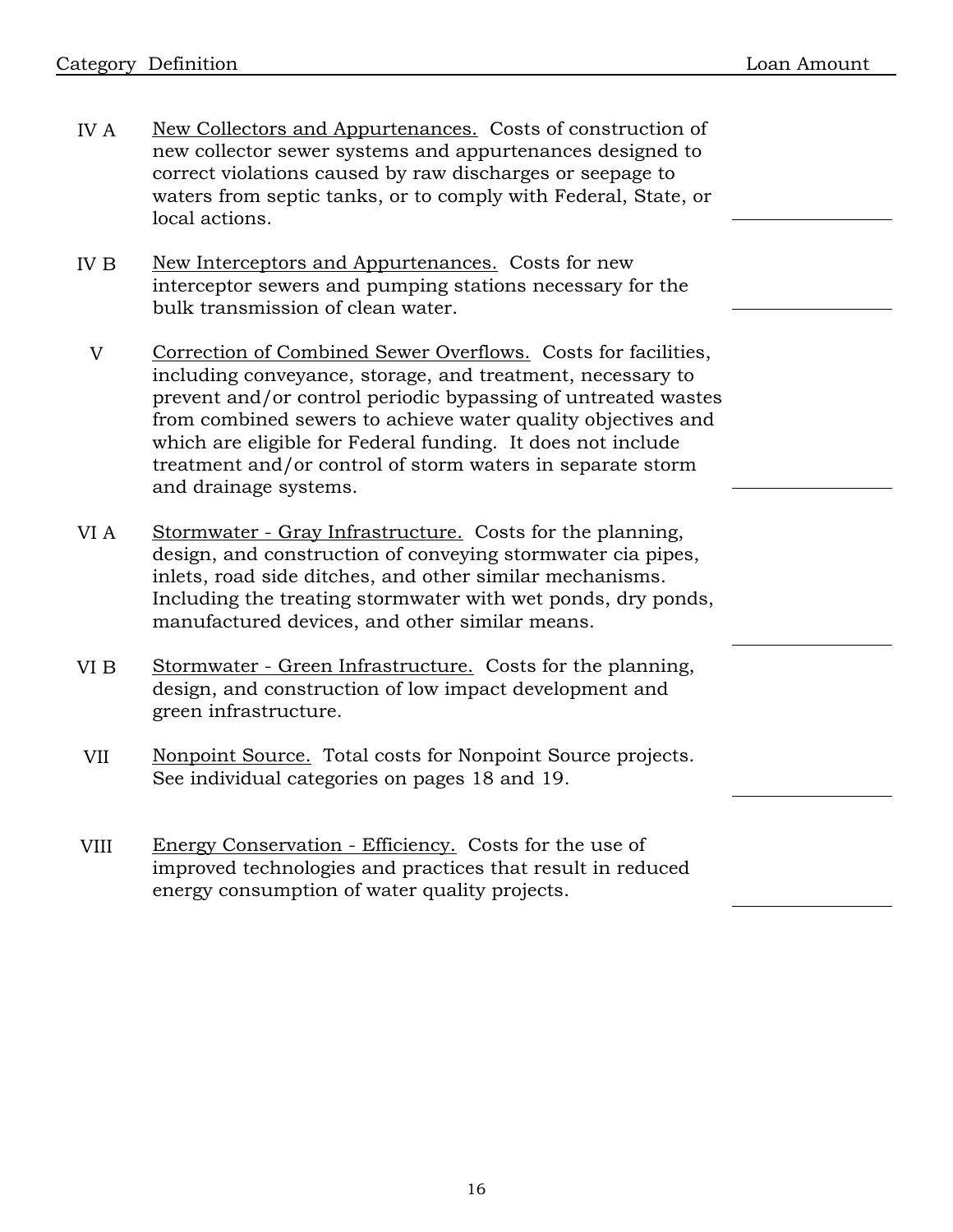| Category | Definition | Loan Amount |
|---|---|---|
| IV A | New Collectors and Appurtenances. Costs of construction of new collector sewer systems and appurtenances designed to correct violations caused by raw discharges or seepage to waters from septic tanks, or to comply with Federal, State, or local actions. | ______________ |
| IV B | New Interceptors and Appurtenances. Costs for new interceptor sewers and pumping stations necessary for the bulk transmission of clean water. | ______________ |
| V | Correction of Combined Sewer Overflows. Costs for facilities, including conveyance, storage, and treatment, necessary to prevent and/or control periodic bypassing of untreated wastes from combined sewers to achieve water quality objectives and which are eligible for Federal funding. It does not include treatment and/or control of storm waters in separate storm and drainage systems. | ______________ |
| VI A | Stormwater - Gray Infrastructure. Costs for the planning, design, and construction of conveying stormwater cia pipes, inlets, road side ditches, and other similar mechanisms. Including the treating stormwater with wet ponds, dry ponds, manufactured devices, and other similar means. | ______________ |
| VI B | Stormwater - Green Infrastructure. Costs for the planning, design, and construction of low impact development and green infrastructure. | |
| VII | Nonpoint Source. Total costs for Nonpoint Source projects. See individual categories on pages 18 and 19. | ______________ |
| VIII | Energy Conservation - Efficiency. Costs for the use of improved technologies and practices that result in reduced energy consumption of water quality projects. | ______________ |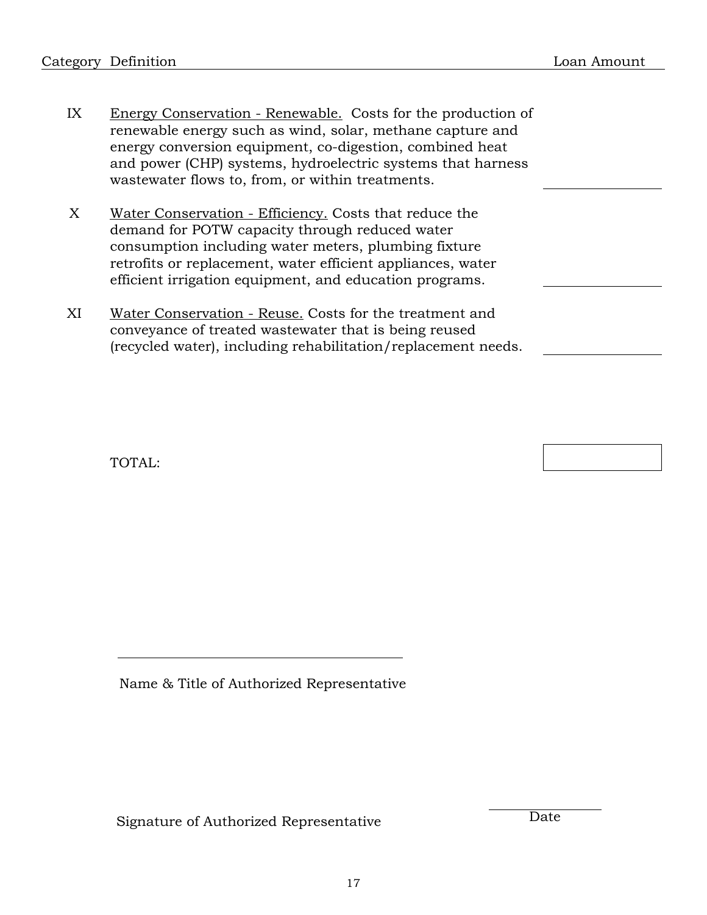| Category | Definition | Loan Amount |
| --- | --- | --- |
| IX | <u>Energy Conservation - Renewable.</u> Costs for the production of renewable energy such as wind, solar, methane capture and energy conversion equipment, co-digestion, combined heat and power (CHP) systems, hydroelectric systems that harness wastewater flows to, from, or within treatments. | ________ |
| X | <u>Water Conservation - Efficiency.</u> Costs that reduce the demand for POTW capacity through reduced water consumption including water meters, plumbing fixture retrofits or replacement, water efficient appliances, water efficient irrigation equipment, and education programs. | ________ |
| XI | <u>Water Conservation - Reuse.</u> Costs for the treatment and conveyance of treated wastewater that is being reused (recycled water), including rehabilitation/replacement needs. | ________ |
| | TOTAL: | |

______________________________

Name & Title of Authorized Representative

Signature of Authorized Representative

______________

Date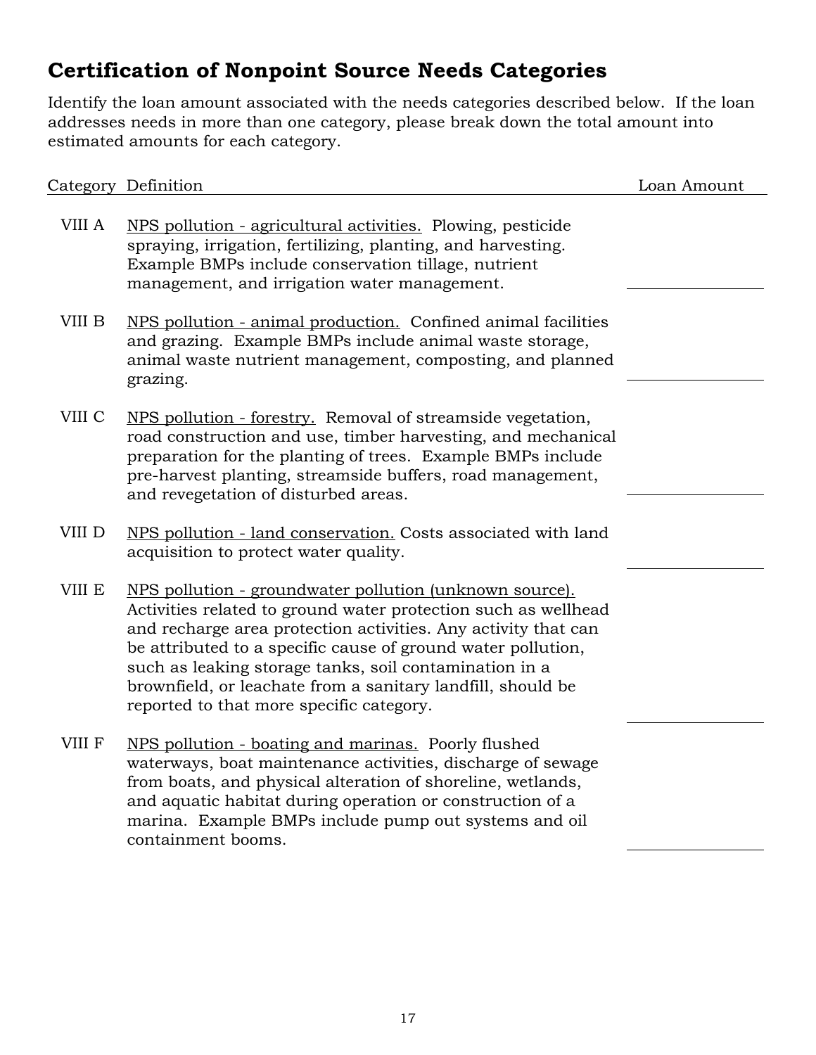## Certification of Nonpoint Source Needs Categories

Identify the loan amount associated with the needs categories described below. If the loan addresses needs in more than one category, please break down the total amount into estimated amounts for each category.

| Category | Definition | Loan Amount |
|---|---|---|
| VIII A | <u>NPS pollution - agricultural activities.</u> Plowing, pesticide spraying, irrigation, fertilizing, planting, and harvesting. Example BMPs include conservation tillage, nutrient management, and irrigation water management. | ________ |
| VIII B | <u>NPS pollution - animal production.</u> Confined animal facilities and grazing. Example BMPs include animal waste storage, animal waste nutrient management, composting, and planned grazing. | ________ |
| VIII C | <u>NPS pollution - forestry.</u> Removal of streamside vegetation, road construction and use, timber harvesting, and mechanical preparation for the planting of trees. Example BMPs include pre-harvest planting, streamside buffers, road management, and revegetation of disturbed areas. | ________ |
| VIII D | <u>NPS pollution - land conservation.</u> Costs associated with land acquisition to protect water quality. | ________ |
| VIII E | <u>NPS pollution - groundwater pollution (unknown source).</u> Activities related to ground water protection such as wellhead and recharge area protection activities. Any activity that can be attributed to a specific cause of ground water pollution, such as leaking storage tanks, soil contamination in a brownfield, or leachate from a sanitary landfill, should be reported to that more specific category. | ________ |
| VIII F | <u>NPS pollution - boating and marinas.</u> Poorly flushed waterways, boat maintenance activities, discharge of sewage from boats, and physical alteration of shoreline, wetlands, and aquatic habitat during operation or construction of a marina. Example BMPs include pump out systems and oil containment booms. | ________ |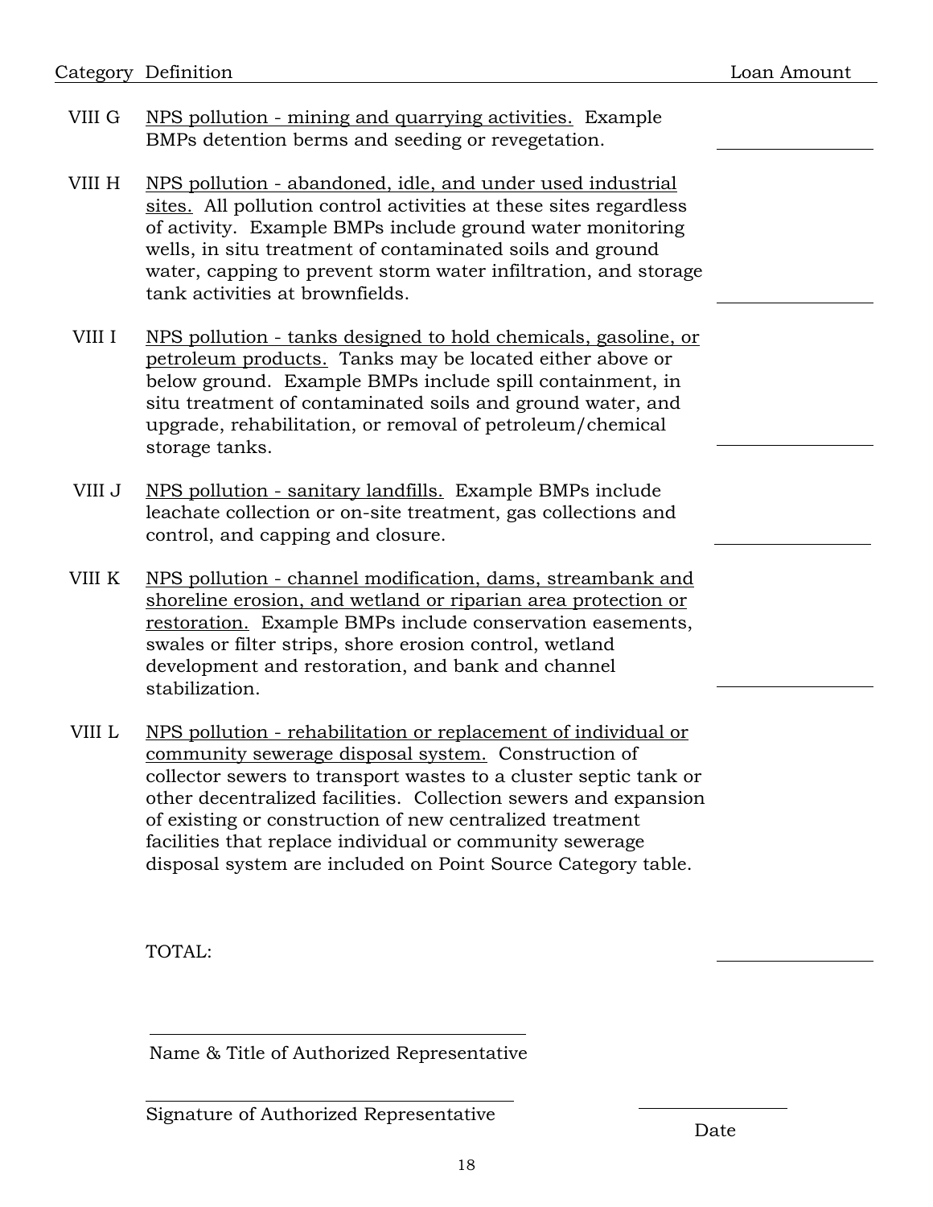| Category | Definition | Loan Amount |
|---|---|---|
| VIII G | NPS pollution - mining and quarrying activities. Example BMPs detention berms and seeding or revegetation. | ________ |
| VIII H | NPS pollution - abandoned, idle, and under used industrial sites. All pollution control activities at these sites regardless of activity. Example BMPs include ground water monitoring wells, in situ treatment of contaminated soils and ground water, capping to prevent storm water infiltration, and storage tank activities at brownfields. | ________ |
| VIII I | NPS pollution - tanks designed to hold chemicals, gasoline, or petroleum products. Tanks may be located either above or below ground. Example BMPs include spill containment, in situ treatment of contaminated soils and ground water, and upgrade, rehabilitation, or removal of petroleum/chemical storage tanks. | ________ |
| VIII J | NPS pollution - sanitary landfills. Example BMPs include leachate collection or on-site treatment, gas collections and control, and capping and closure. | ________ |
| VIII K | NPS pollution - channel modification, dams, streambank and shoreline erosion, and wetland or riparian area protection or restoration. Example BMPs include conservation easements, swales or filter strips, shore erosion control, wetland development and restoration, and bank and channel stabilization. | ________ |
| VIII L | NPS pollution - rehabilitation or replacement of individual or community sewerage disposal system. Construction of collector sewers to transport wastes to a cluster septic tank or other decentralized facilities. Collection sewers and expansion of existing or construction of new centralized treatment facilities that replace individual or community sewerage disposal system are included on Point Source Category table. | |
| | TOTAL: | ________ |

________________________________________
Name & Title of Authorized Representative

________________________________________ ________________
Signature of Authorized Representative Date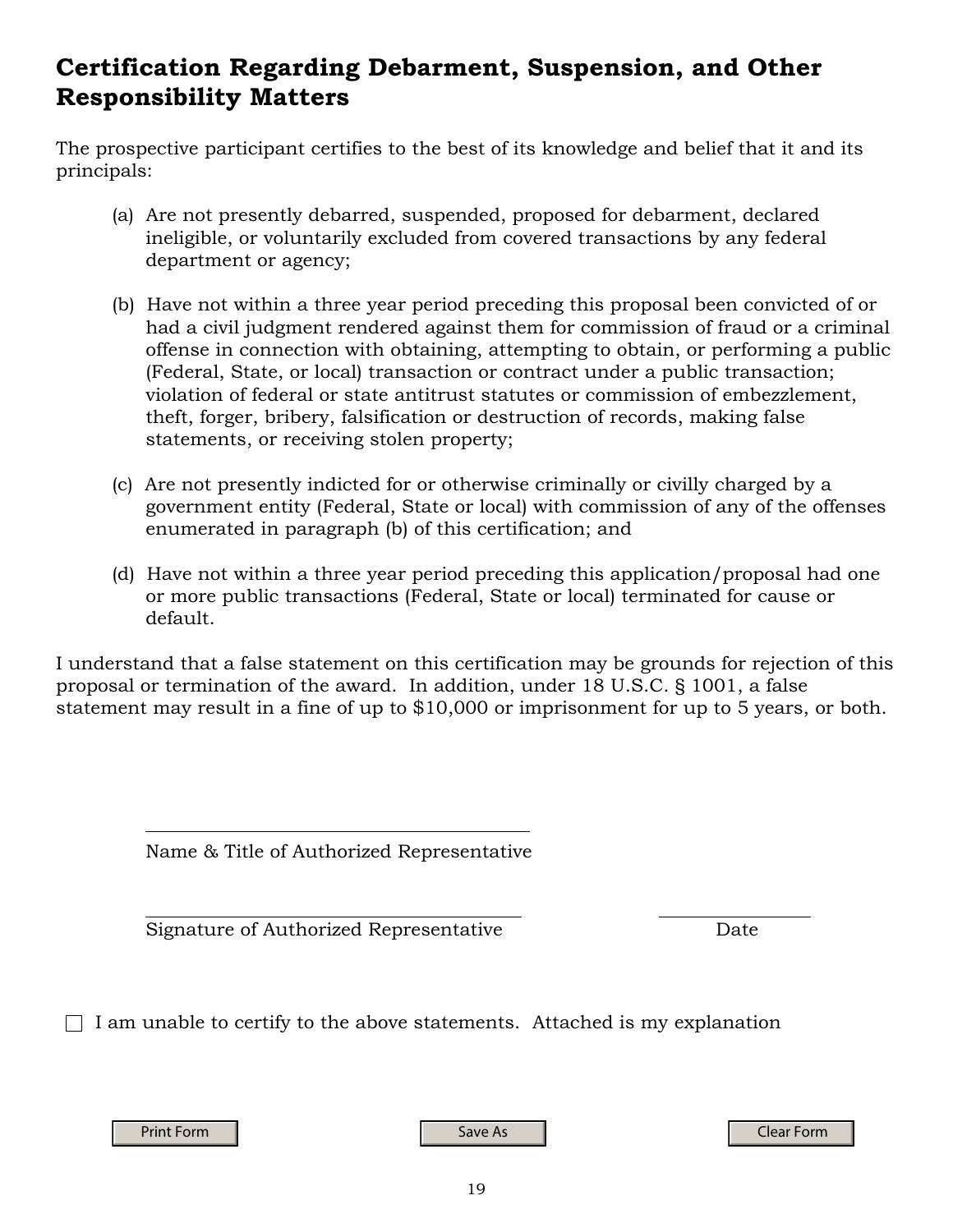# Certification Regarding Debarment, Suspension, and Other Responsibility Matters

The prospective participant certifies to the best of its knowledge and belief that it and its principals:

(a) Are not presently debarred, suspended, proposed for debarment, declared ineligible, or voluntarily excluded from covered transactions by any federal department or agency;

(b) Have not within a three year period preceding this proposal been convicted of or had a civil judgment rendered against them for commission of fraud or a criminal offense in connection with obtaining, attempting to obtain, or performing a public (Federal, State, or local) transaction or contract under a public transaction; violation of federal or state antitrust statutes or commission of embezzlement, theft, forger, bribery, falsification or destruction of records, making false statements, or receiving stolen property;

(c) Are not presently indicted for or otherwise criminally or civilly charged by a government entity (Federal, State or local) with commission of any of the offenses enumerated in paragraph (b) of this certification; and

(d) Have not within a three year period preceding this application/proposal had one or more public transactions (Federal, State or local) terminated for cause or default.

I understand that a false statement on this certification may be grounds for rejection of this proposal or termination of the award. In addition, under 18 U.S.C. § 1001, a false statement may result in a fine of up to $10,000 or imprisonment for up to 5 years, or both.

_______________________________________
Name & Title of Authorized Representative

_______________________________________ ____________________
Signature of Authorized Representative Date

☐ I am unable to certify to the above statements. Attached is my explanation

Print Form Save As Clear Form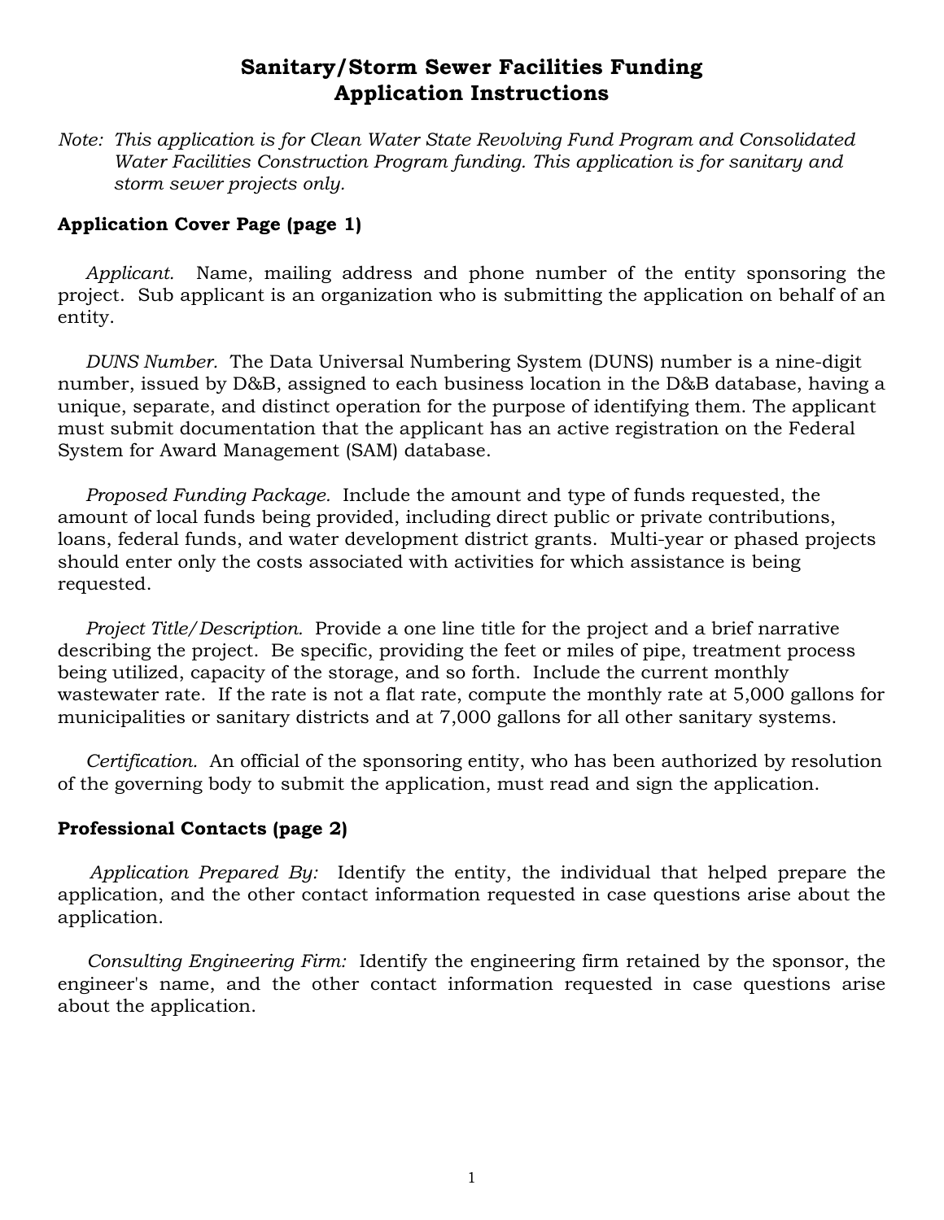# Sanitary/Storm Sewer Facilities Funding
# Application Instructions

*Note: This application is for Clean Water State Revolving Fund Program and Consolidated Water Facilities Construction Program funding. This application is for sanitary and storm sewer projects only.*

## Application Cover Page (page 1)

*Applicant.* Name, mailing address and phone number of the entity sponsoring the project. Sub applicant is an organization who is submitting the application on behalf of an entity.

*DUNS Number.* The Data Universal Numbering System (DUNS) number is a nine-digit number, issued by D&B, assigned to each business location in the D&B database, having a unique, separate, and distinct operation for the purpose of identifying them. The applicant must submit documentation that the applicant has an active registration on the Federal System for Award Management (SAM) database.

*Proposed Funding Package.* Include the amount and type of funds requested, the amount of local funds being provided, including direct public or private contributions, loans, federal funds, and water development district grants. Multi-year or phased projects should enter only the costs associated with activities for which assistance is being requested.

*Project Title/Description.* Provide a one line title for the project and a brief narrative describing the project. Be specific, providing the feet or miles of pipe, treatment process being utilized, capacity of the storage, and so forth. Include the current monthly wastewater rate. If the rate is not a flat rate, compute the monthly rate at 5,000 gallons for municipalities or sanitary districts and at 7,000 gallons for all other sanitary systems.

*Certification.* An official of the sponsoring entity, who has been authorized by resolution of the governing body to submit the application, must read and sign the application.

## Professional Contacts (page 2)

*Application Prepared By:* Identify the entity, the individual that helped prepare the application, and the other contact information requested in case questions arise about the application.

*Consulting Engineering Firm:* Identify the engineering firm retained by the sponsor, the engineer's name, and the other contact information requested in case questions arise about the application.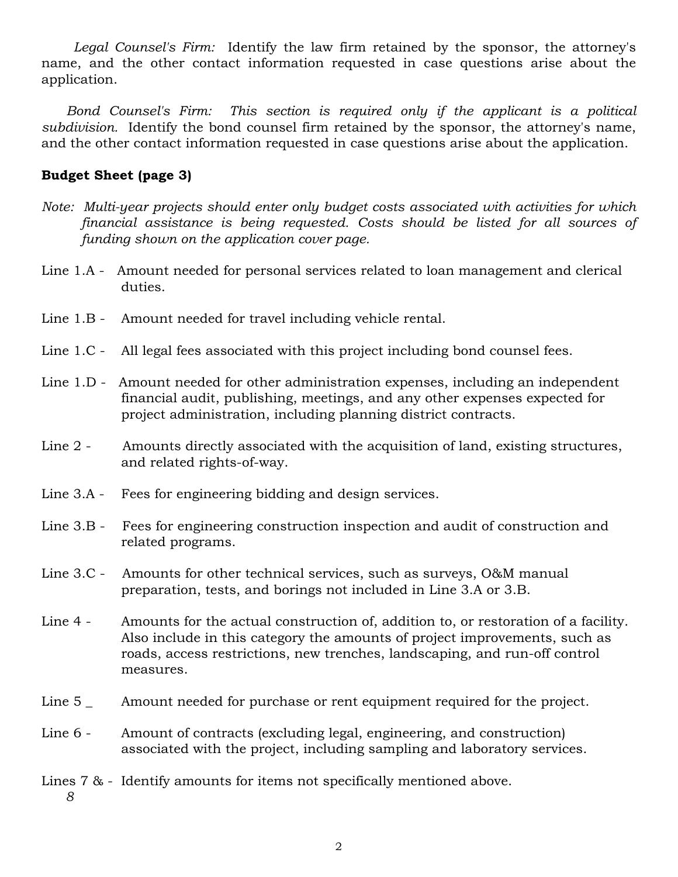*Legal Counsel's Firm:* Identify the law firm retained by the sponsor, the attorney's name, and the other contact information requested in case questions arise about the application.

*Bond Counsel's Firm: This section is required only if the applicant is a political subdivision.* Identify the bond counsel firm retained by the sponsor, the attorney's name, and the other contact information requested in case questions arise about the application.

## Budget Sheet (page 3)

*Note: Multi-year projects should enter only budget costs associated with activities for which financial assistance is being requested. Costs should be listed for all sources of funding shown on the application cover page.*

Line 1.A - Amount needed for personal services related to loan management and clerical duties.

Line 1.B - Amount needed for travel including vehicle rental.

Line 1.C - All legal fees associated with this project including bond counsel fees.

Line 1.D - Amount needed for other administration expenses, including an independent financial audit, publishing, meetings, and any other expenses expected for project administration, including planning district contracts.

Line 2 - Amounts directly associated with the acquisition of land, existing structures, and related rights-of-way.

Line 3.A - Fees for engineering bidding and design services.

Line 3.B - Fees for engineering construction inspection and audit of construction and related programs.

Line 3.C - Amounts for other technical services, such as surveys, O&M manual preparation, tests, and borings not included in Line 3.A or 3.B.

Line 4 - Amounts for the actual construction of, addition to, or restoration of a facility. Also include in this category the amounts of project improvements, such as roads, access restrictions, new trenches, landscaping, and run-off control measures.

Line 5 _ Amount needed for purchase or rent equipment required for the project.

Line 6 - Amount of contracts (excluding legal, engineering, and construction) associated with the project, including sampling and laboratory services.

Lines 7 & *8* - Identify amounts for items not specifically mentioned above.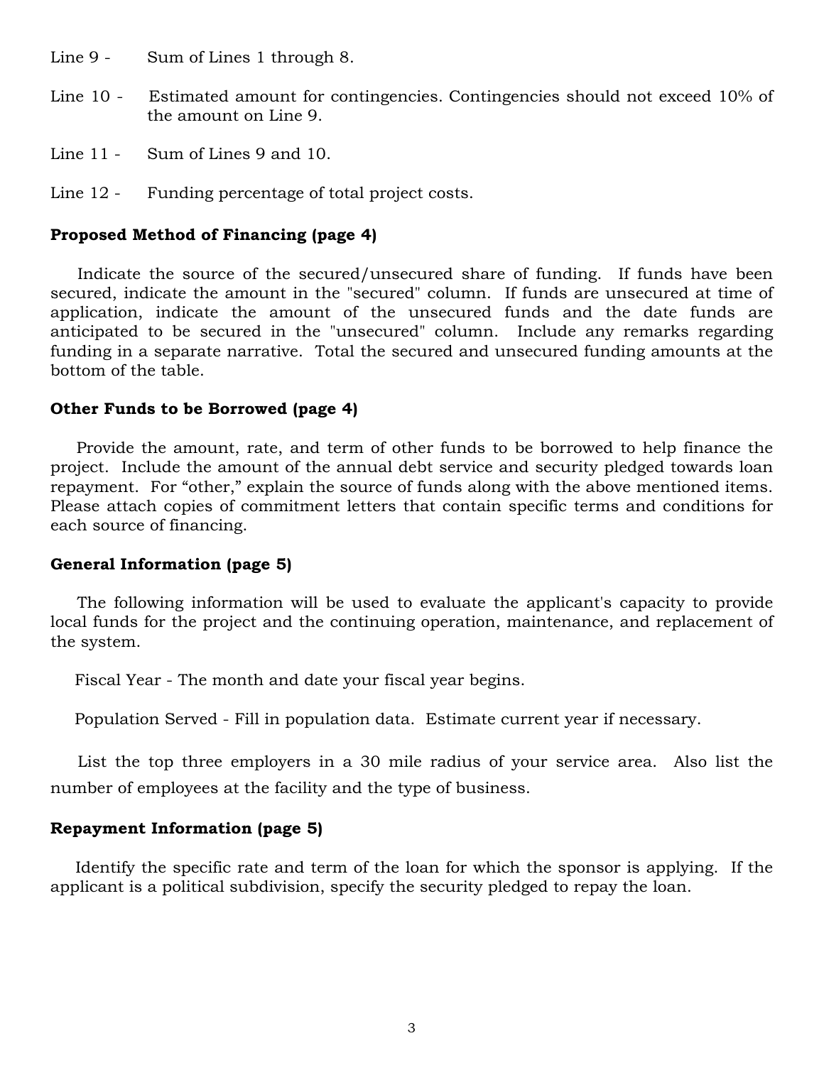Line 9 - Sum of Lines 1 through 8.

Line 10 - Estimated amount for contingencies. Contingencies should not exceed 10% of the amount on Line 9.

Line 11 - Sum of Lines 9 and 10.

Line 12 - Funding percentage of total project costs.

**Proposed Method of Financing (page 4)**

Indicate the source of the secured/unsecured share of funding. If funds have been secured, indicate the amount in the "secured" column. If funds are unsecured at time of application, indicate the amount of the unsecured funds and the date funds are anticipated to be secured in the "unsecured" column. Include any remarks regarding funding in a separate narrative. Total the secured and unsecured funding amounts at the bottom of the table.

**Other Funds to be Borrowed (page 4)**

Provide the amount, rate, and term of other funds to be borrowed to help finance the project. Include the amount of the annual debt service and security pledged towards loan repayment. For "other," explain the source of funds along with the above mentioned items. Please attach copies of commitment letters that contain specific terms and conditions for each source of financing.

**General Information (page 5)**

The following information will be used to evaluate the applicant's capacity to provide local funds for the project and the continuing operation, maintenance, and replacement of the system.

Fiscal Year - The month and date your fiscal year begins.

Population Served - Fill in population data. Estimate current year if necessary.

List the top three employers in a 30 mile radius of your service area. Also list the number of employees at the facility and the type of business.

**Repayment Information (page 5)**

Identify the specific rate and term of the loan for which the sponsor is applying. If the applicant is a political subdivision, specify the security pledged to repay the loan.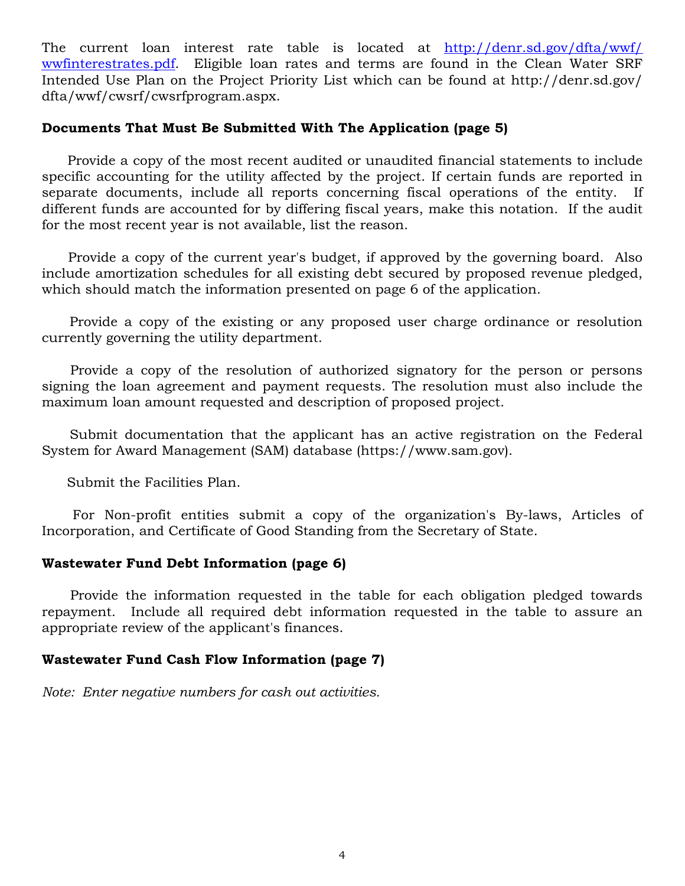The current loan interest rate table is located at [http://denr.sd.gov/dfta/wwf/wwfinterestrates.pdf](http://denr.sd.gov/dfta/wwf/wwfinterestrates.pdf). Eligible loan rates and terms are found in the Clean Water SRF Intended Use Plan on the Project Priority List which can be found at http://denr.sd.gov/dfta/wwf/cwsrf/cwsrfprogram.aspx.

**Documents That Must Be Submitted With The Application (page 5)**

Provide a copy of the most recent audited or unaudited financial statements to include specific accounting for the utility affected by the project. If certain funds are reported in separate documents, include all reports concerning fiscal operations of the entity. If different funds are accounted for by differing fiscal years, make this notation. If the audit for the most recent year is not available, list the reason.

Provide a copy of the current year's budget, if approved by the governing board. Also include amortization schedules for all existing debt secured by proposed revenue pledged, which should match the information presented on page 6 of the application.

Provide a copy of the existing or any proposed user charge ordinance or resolution currently governing the utility department.

Provide a copy of the resolution of authorized signatory for the person or persons signing the loan agreement and payment requests. The resolution must also include the maximum loan amount requested and description of proposed project.

Submit documentation that the applicant has an active registration on the Federal System for Award Management (SAM) database (https://www.sam.gov).

Submit the Facilities Plan.

For Non-profit entities submit a copy of the organization's By-laws, Articles of Incorporation, and Certificate of Good Standing from the Secretary of State.

**Wastewater Fund Debt Information (page 6)**

Provide the information requested in the table for each obligation pledged towards repayment. Include all required debt information requested in the table to assure an appropriate review of the applicant's finances.

**Wastewater Fund Cash Flow Information (page 7)**

*Note: Enter negative numbers for cash out activities.*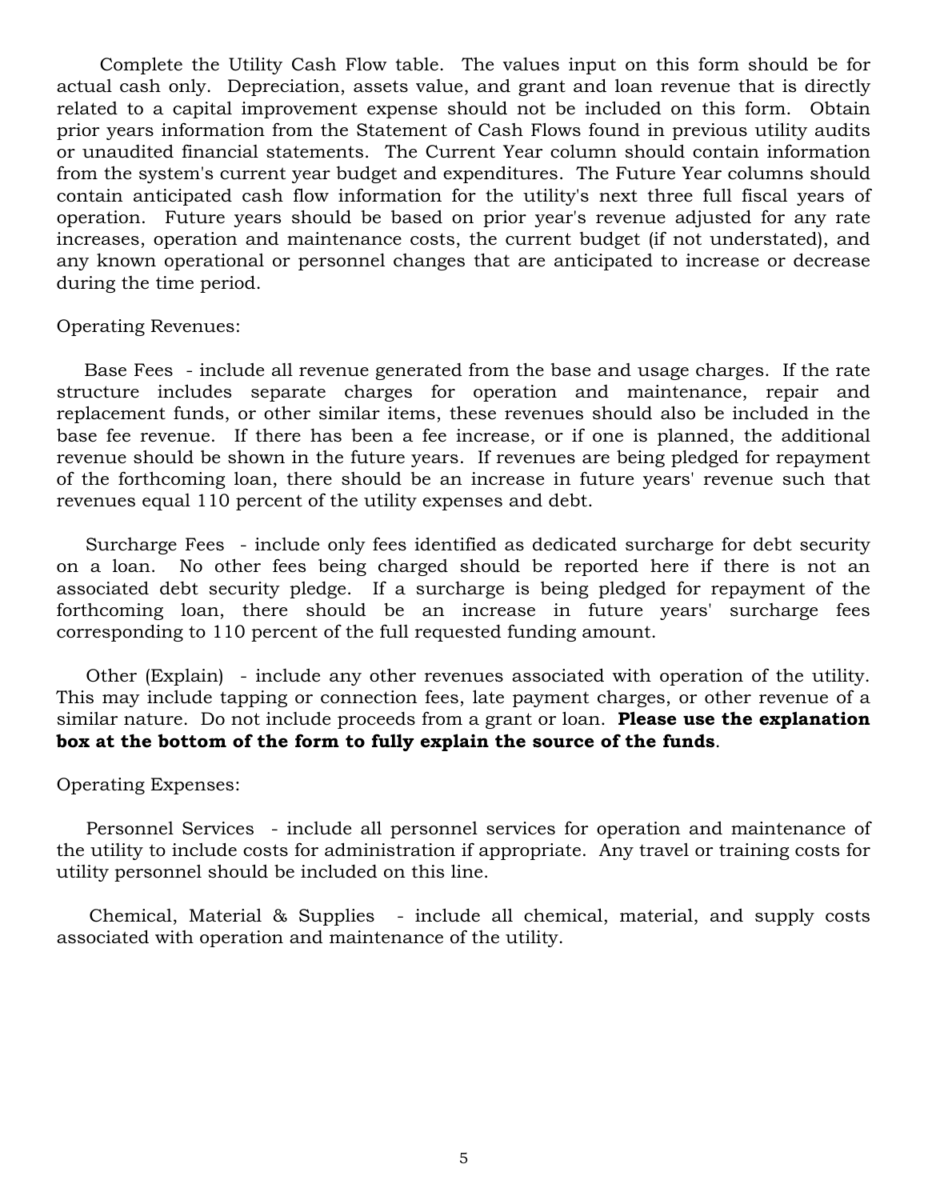Complete the Utility Cash Flow table. The values input on this form should be for actual cash only. Depreciation, assets value, and grant and loan revenue that is directly related to a capital improvement expense should not be included on this form. Obtain prior years information from the Statement of Cash Flows found in previous utility audits or unaudited financial statements. The Current Year column should contain information from the system's current year budget and expenditures. The Future Year columns should contain anticipated cash flow information for the utility's next three full fiscal years of operation. Future years should be based on prior year's revenue adjusted for any rate increases, operation and maintenance costs, the current budget (if not understated), and any known operational or personnel changes that are anticipated to increase or decrease during the time period.

Operating Revenues:

Base Fees - include all revenue generated from the base and usage charges. If the rate structure includes separate charges for operation and maintenance, repair and replacement funds, or other similar items, these revenues should also be included in the base fee revenue. If there has been a fee increase, or if one is planned, the additional revenue should be shown in the future years. If revenues are being pledged for repayment of the forthcoming loan, there should be an increase in future years' revenue such that revenues equal 110 percent of the utility expenses and debt.

Surcharge Fees - include only fees identified as dedicated surcharge for debt security on a loan. No other fees being charged should be reported here if there is not an associated debt security pledge. If a surcharge is being pledged for repayment of the forthcoming loan, there should be an increase in future years' surcharge fees corresponding to 110 percent of the full requested funding amount.

Other (Explain) - include any other revenues associated with operation of the utility. This may include tapping or connection fees, late payment charges, or other revenue of a similar nature. Do not include proceeds from a grant or loan. **Please use the explanation box at the bottom of the form to fully explain the source of the funds**.

Operating Expenses:

Personnel Services - include all personnel services for operation and maintenance of the utility to include costs for administration if appropriate. Any travel or training costs for utility personnel should be included on this line.

Chemical, Material & Supplies - include all chemical, material, and supply costs associated with operation and maintenance of the utility.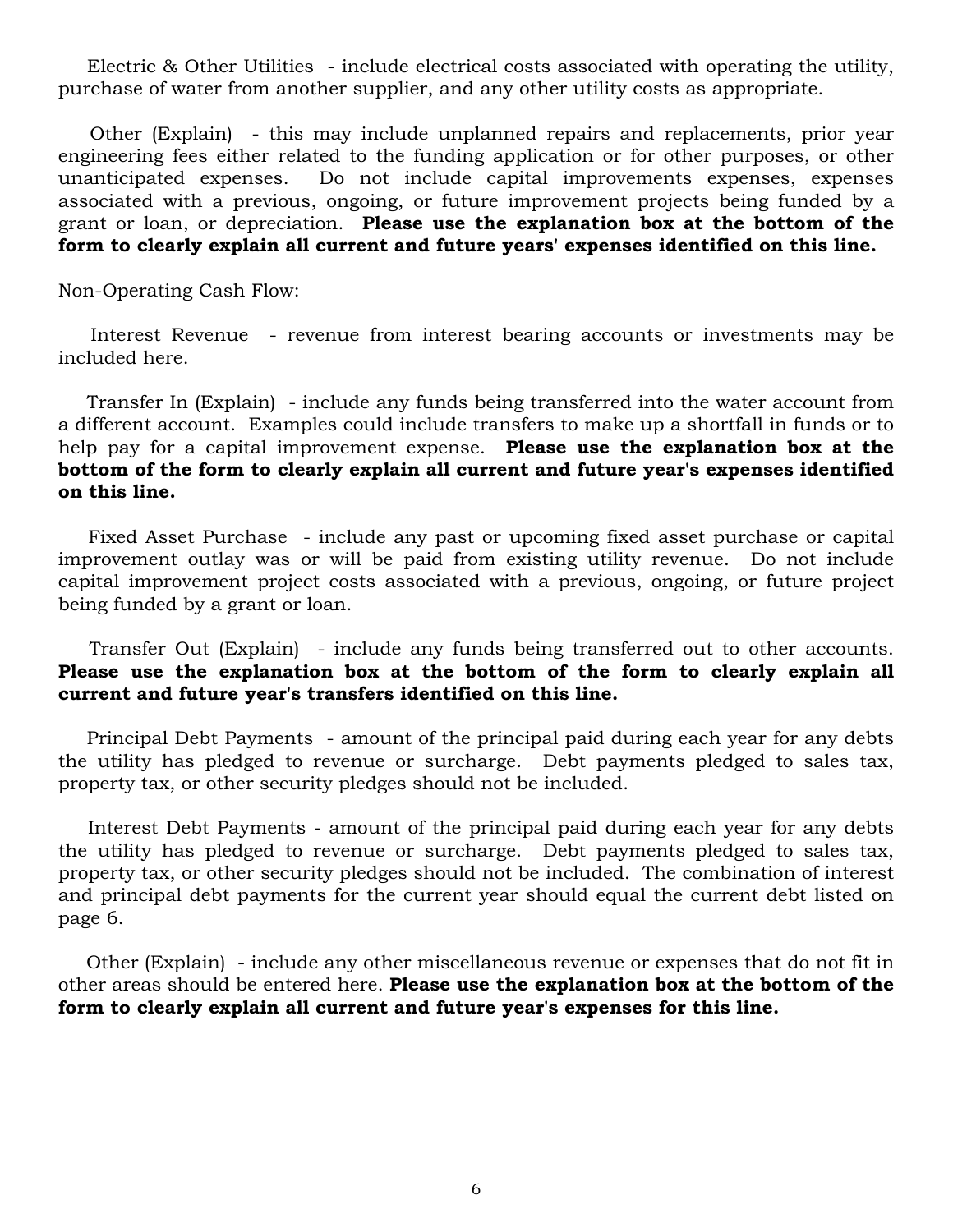Electric & Other Utilities - include electrical costs associated with operating the utility, purchase of water from another supplier, and any other utility costs as appropriate.

Other (Explain) - this may include unplanned repairs and replacements, prior year engineering fees either related to the funding application or for other purposes, or other unanticipated expenses. Do not include capital improvements expenses, expenses associated with a previous, ongoing, or future improvement projects being funded by a grant or loan, or depreciation. **Please use the explanation box at the bottom of the form to clearly explain all current and future years' expenses identified on this line.**

Non-Operating Cash Flow:

Interest Revenue - revenue from interest bearing accounts or investments may be included here.

Transfer In (Explain) - include any funds being transferred into the water account from a different account. Examples could include transfers to make up a shortfall in funds or to help pay for a capital improvement expense. **Please use the explanation box at the bottom of the form to clearly explain all current and future year's expenses identified on this line.**

Fixed Asset Purchase - include any past or upcoming fixed asset purchase or capital improvement outlay was or will be paid from existing utility revenue. Do not include capital improvement project costs associated with a previous, ongoing, or future project being funded by a grant or loan.

Transfer Out (Explain) - include any funds being transferred out to other accounts. **Please use the explanation box at the bottom of the form to clearly explain all current and future year's transfers identified on this line.**

Principal Debt Payments - amount of the principal paid during each year for any debts the utility has pledged to revenue or surcharge. Debt payments pledged to sales tax, property tax, or other security pledges should not be included.

Interest Debt Payments - amount of the principal paid during each year for any debts the utility has pledged to revenue or surcharge. Debt payments pledged to sales tax, property tax, or other security pledges should not be included. The combination of interest and principal debt payments for the current year should equal the current debt listed on page 6.

Other (Explain) - include any other miscellaneous revenue or expenses that do not fit in other areas should be entered here. **Please use the explanation box at the bottom of the form to clearly explain all current and future year's expenses for this line.**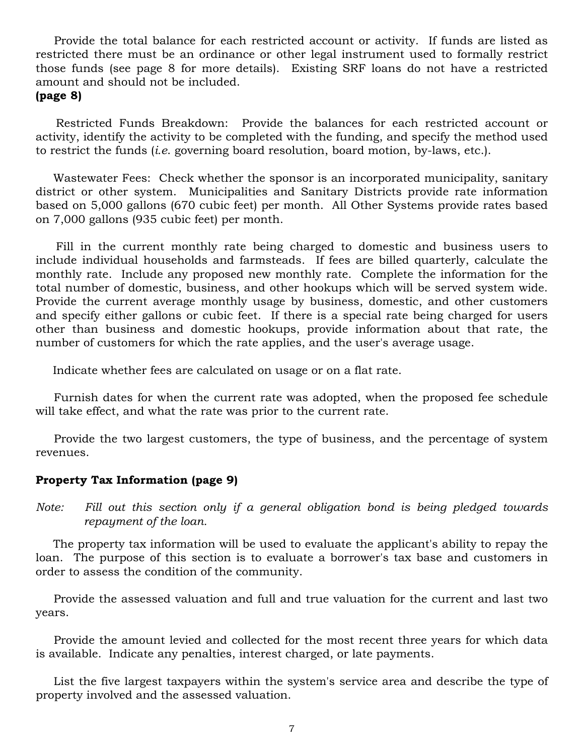Provide the total balance for each restricted account or activity. If funds are listed as restricted there must be an ordinance or other legal instrument used to formally restrict those funds (see page 8 for more details). Existing SRF loans do not have a restricted amount and should not be included.

**(page 8)**

Restricted Funds Breakdown: Provide the balances for each restricted account or activity, identify the activity to be completed with the funding, and specify the method used to restrict the funds (*i.e.* governing board resolution, board motion, by-laws, etc.).

Wastewater Fees: Check whether the sponsor is an incorporated municipality, sanitary district or other system. Municipalities and Sanitary Districts provide rate information based on 5,000 gallons (670 cubic feet) per month. All Other Systems provide rates based on 7,000 gallons (935 cubic feet) per month.

Fill in the current monthly rate being charged to domestic and business users to include individual households and farmsteads. If fees are billed quarterly, calculate the monthly rate. Include any proposed new monthly rate. Complete the information for the total number of domestic, business, and other hookups which will be served system wide. Provide the current average monthly usage by business, domestic, and other customers and specify either gallons or cubic feet. If there is a special rate being charged for users other than business and domestic hookups, provide information about that rate, the number of customers for which the rate applies, and the user's average usage.

Indicate whether fees are calculated on usage or on a flat rate.

Furnish dates for when the current rate was adopted, when the proposed fee schedule will take effect, and what the rate was prior to the current rate.

Provide the two largest customers, the type of business, and the percentage of system revenues.

### Property Tax Information (page 9)

*Note: Fill out this section only if a general obligation bond is being pledged towards repayment of the loan.*

The property tax information will be used to evaluate the applicant's ability to repay the loan. The purpose of this section is to evaluate a borrower's tax base and customers in order to assess the condition of the community.

Provide the assessed valuation and full and true valuation for the current and last two years.

Provide the amount levied and collected for the most recent three years for which data is available. Indicate any penalties, interest charged, or late payments.

List the five largest taxpayers within the system's service area and describe the type of property involved and the assessed valuation.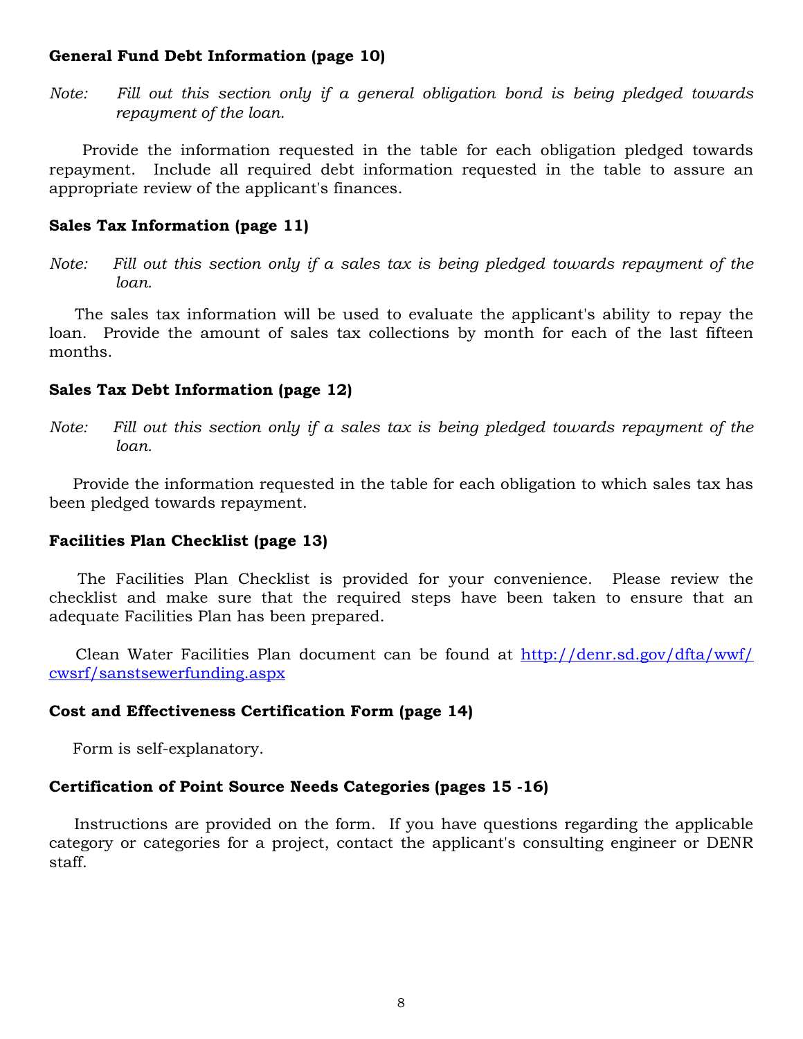**General Fund Debt Information (page 10)**

*Note: Fill out this section only if a general obligation bond is being pledged towards repayment of the loan.*

Provide the information requested in the table for each obligation pledged towards repayment. Include all required debt information requested in the table to assure an appropriate review of the applicant's finances.

**Sales Tax Information (page 11)**

*Note: Fill out this section only if a sales tax is being pledged towards repayment of the loan.*

The sales tax information will be used to evaluate the applicant's ability to repay the loan. Provide the amount of sales tax collections by month for each of the last fifteen months.

**Sales Tax Debt Information (page 12)**

*Note: Fill out this section only if a sales tax is being pledged towards repayment of the loan.*

Provide the information requested in the table for each obligation to which sales tax has been pledged towards repayment.

**Facilities Plan Checklist (page 13)**

The Facilities Plan Checklist is provided for your convenience. Please review the checklist and make sure that the required steps have been taken to ensure that an adequate Facilities Plan has been prepared.

Clean Water Facilities Plan document can be found at http://denr.sd.gov/dfta/wwf/cwsrf/sanstsewerfunding.aspx

**Cost and Effectiveness Certification Form (page 14)**

Form is self-explanatory.

**Certification of Point Source Needs Categories (pages 15 -16)**

Instructions are provided on the form. If you have questions regarding the applicable category or categories for a project, contact the applicant's consulting engineer or DENR staff.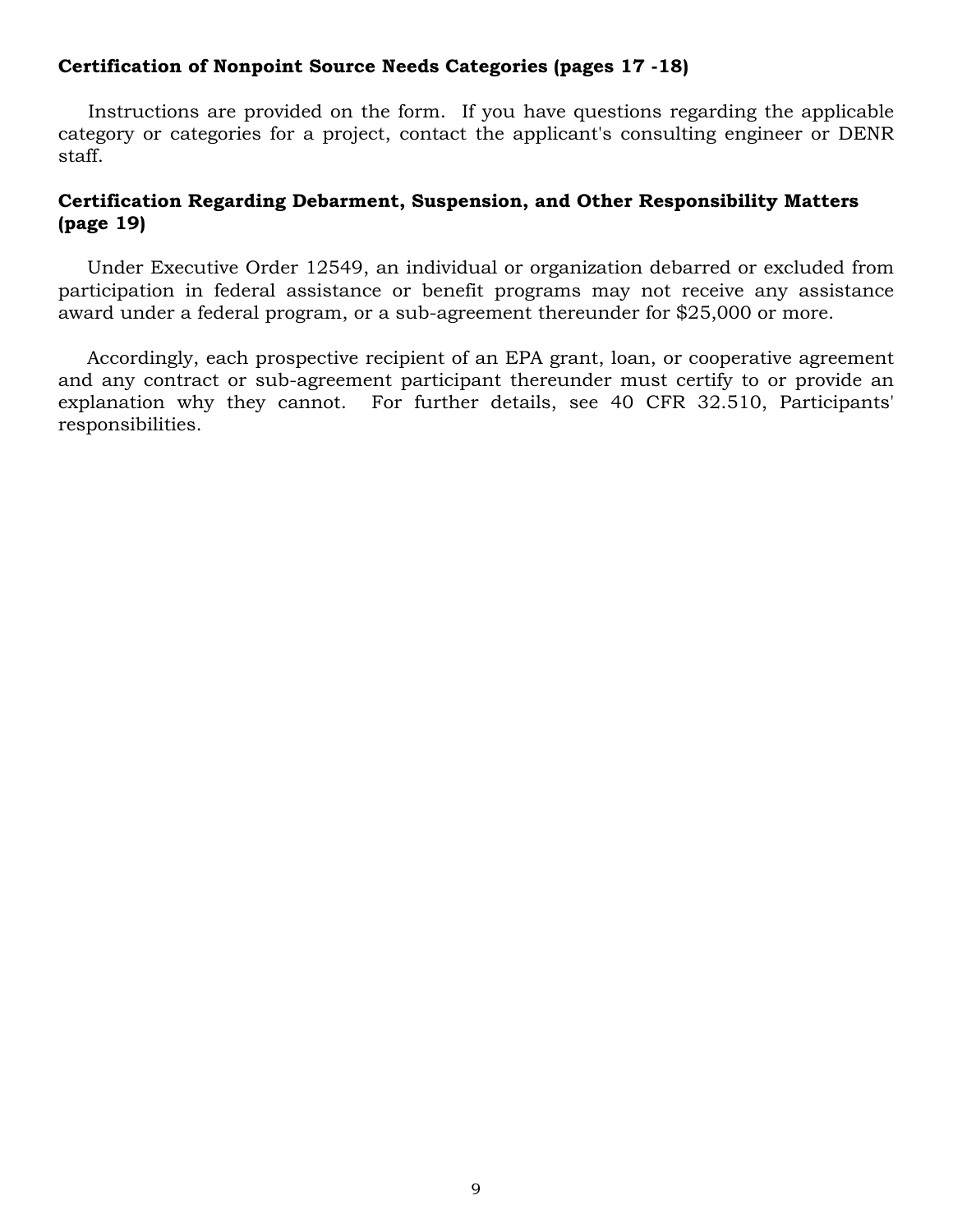**Certification of Nonpoint Source Needs Categories (pages 17 -18)**

Instructions are provided on the form. If you have questions regarding the applicable category or categories for a project, contact the applicant's consulting engineer or DENR staff.

**Certification Regarding Debarment, Suspension, and Other Responsibility Matters (page 19)**

Under Executive Order 12549, an individual or organization debarred or excluded from participation in federal assistance or benefit programs may not receive any assistance award under a federal program, or a sub-agreement thereunder for $25,000 or more.

Accordingly, each prospective recipient of an EPA grant, loan, or cooperative agreement and any contract or sub-agreement participant thereunder must certify to or provide an explanation why they cannot. For further details, see 40 CFR 32.510, Participants' responsibilities.